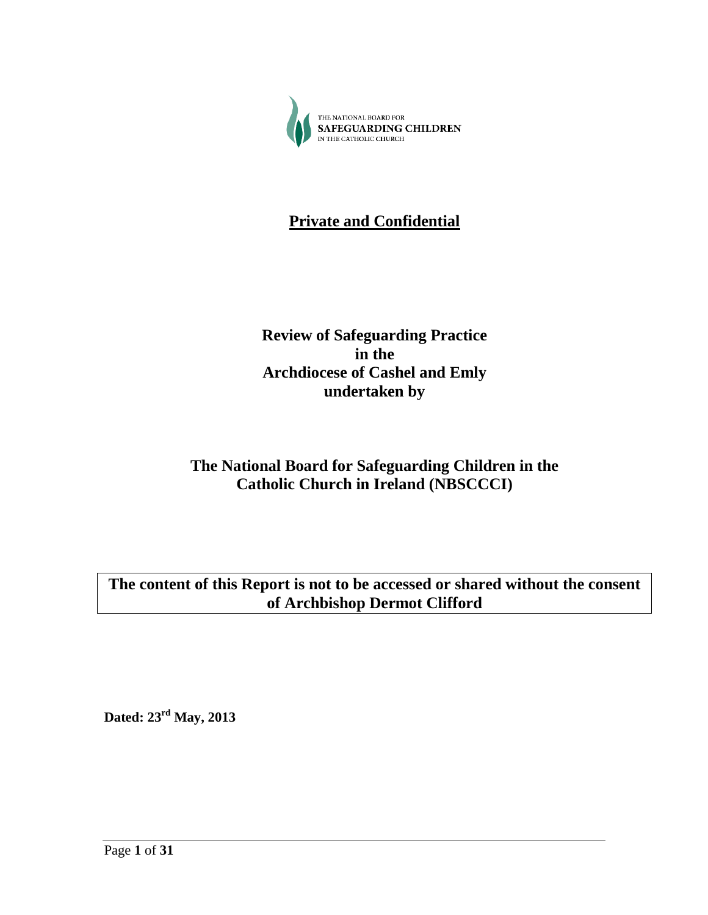THE NATIONAL BOARD FOR
**SAFEGUARDING CHILDREN**
IN THE CATHOLIC CHURCH

**Private and Confidential**

# Review of Safeguarding Practice in the Archdiocese of Cashel and Emly undertaken by

# The National Board for Safeguarding Children in the Catholic Church in Ireland (NBSCCCI)

**The content of this Report is not to be accessed or shared without the consent of Archbishop Dermot Clifford**

**Dated: 23rd May, 2013**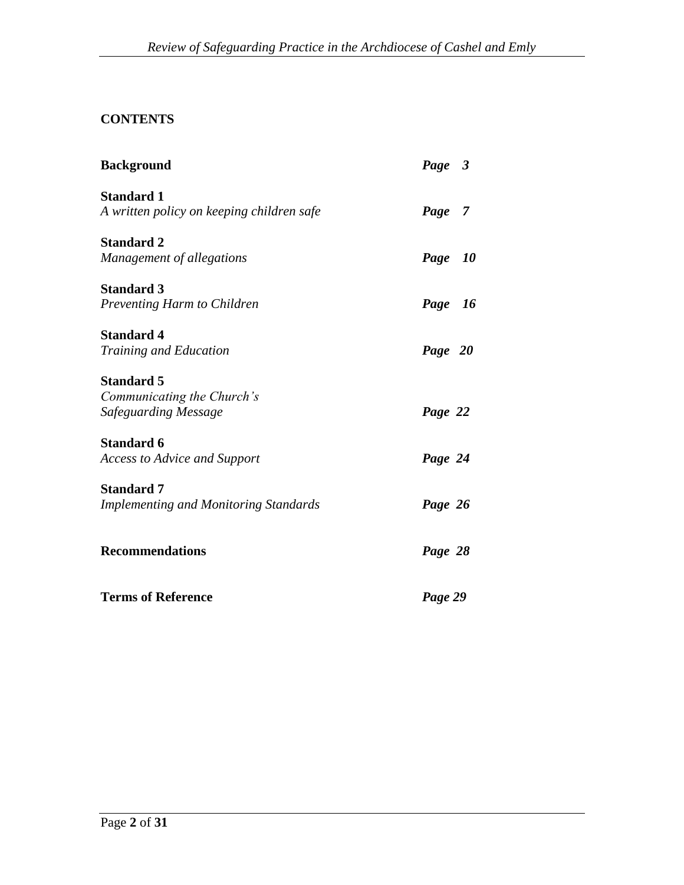## CONTENTS

| | |
|---|---|
| **Background** | ***Page 3*** |
| **Standard 1**<br>*A written policy on keeping children safe* | ***Page 7*** |
| **Standard 2**<br>*Management of allegations* | ***Page 10*** |
| **Standard 3**<br>*Preventing Harm to Children* | ***Page 16*** |
| **Standard 4**<br>*Training and Education* | ***Page 20*** |
| **Standard 5**<br>*Communicating the Church's Safeguarding Message* | ***Page 22*** |
| **Standard 6**<br>*Access to Advice and Support* | ***Page 24*** |
| **Standard 7**<br>*Implementing and Monitoring Standards* | ***Page 26*** |
| **Recommendations** | ***Page 28*** |
| **Terms of Reference** | ***Page 29*** |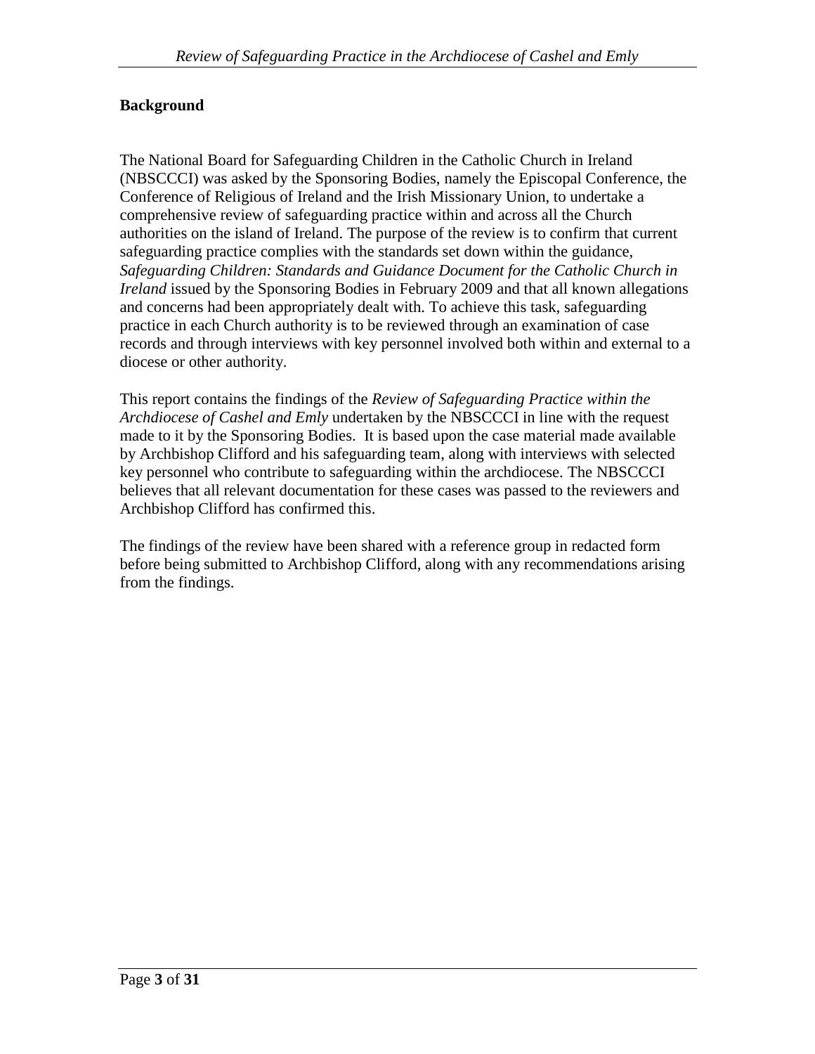## Background

The National Board for Safeguarding Children in the Catholic Church in Ireland (NBSCCCI) was asked by the Sponsoring Bodies, namely the Episcopal Conference, the Conference of Religious of Ireland and the Irish Missionary Union, to undertake a comprehensive review of safeguarding practice within and across all the Church authorities on the island of Ireland. The purpose of the review is to confirm that current safeguarding practice complies with the standards set down within the guidance, *Safeguarding Children: Standards and Guidance Document for the Catholic Church in Ireland* issued by the Sponsoring Bodies in February 2009 and that all known allegations and concerns had been appropriately dealt with. To achieve this task, safeguarding practice in each Church authority is to be reviewed through an examination of case records and through interviews with key personnel involved both within and external to a diocese or other authority.

This report contains the findings of the *Review of Safeguarding Practice within the Archdiocese of Cashel and Emly* undertaken by the NBSCCCI in line with the request made to it by the Sponsoring Bodies. It is based upon the case material made available by Archbishop Clifford and his safeguarding team, along with interviews with selected key personnel who contribute to safeguarding within the archdiocese. The NBSCCCI believes that all relevant documentation for these cases was passed to the reviewers and Archbishop Clifford has confirmed this.

The findings of the review have been shared with a reference group in redacted form before being submitted to Archbishop Clifford, along with any recommendations arising from the findings.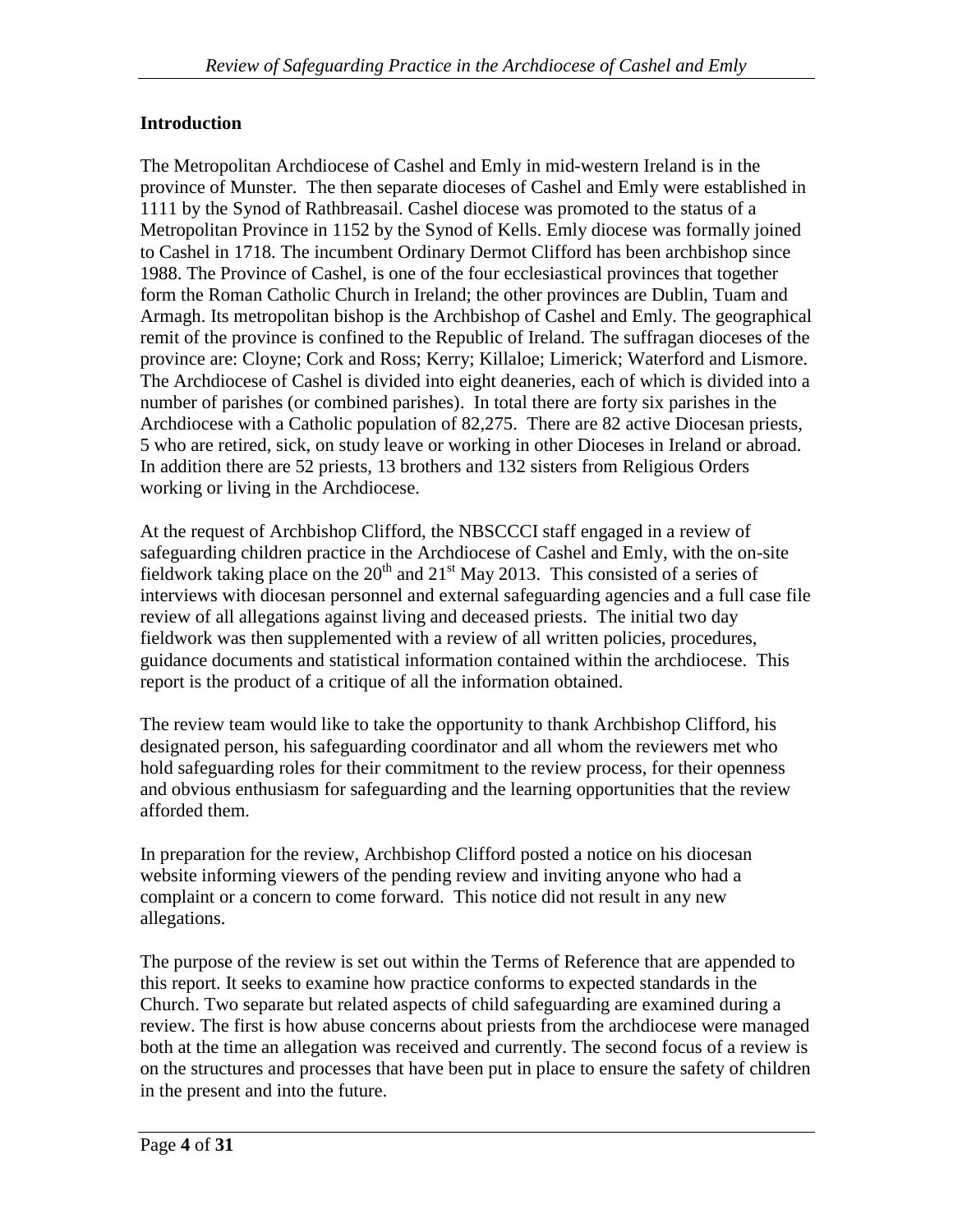**Introduction**

The Metropolitan Archdiocese of Cashel and Emly in mid-western Ireland is in the province of Munster. The then separate dioceses of Cashel and Emly were established in 1111 by the Synod of Rathbreasail. Cashel diocese was promoted to the status of a Metropolitan Province in 1152 by the Synod of Kells. Emly diocese was formally joined to Cashel in 1718. The incumbent Ordinary Dermot Clifford has been archbishop since 1988. The Province of Cashel, is one of the four ecclesiastical provinces that together form the Roman Catholic Church in Ireland; the other provinces are Dublin, Tuam and Armagh. Its metropolitan bishop is the Archbishop of Cashel and Emly. The geographical remit of the province is confined to the Republic of Ireland. The suffragan dioceses of the province are: Cloyne; Cork and Ross; Kerry; Killaloe; Limerick; Waterford and Lismore. The Archdiocese of Cashel is divided into eight deaneries, each of which is divided into a number of parishes (or combined parishes). In total there are forty six parishes in the Archdiocese with a Catholic population of 82,275. There are 82 active Diocesan priests, 5 who are retired, sick, on study leave or working in other Dioceses in Ireland or abroad. In addition there are 52 priests, 13 brothers and 132 sisters from Religious Orders working or living in the Archdiocese.

At the request of Archbishop Clifford, the NBSCCCI staff engaged in a review of safeguarding children practice in the Archdiocese of Cashel and Emly, with the on-site fieldwork taking place on the 20th and 21st May 2013. This consisted of a series of interviews with diocesan personnel and external safeguarding agencies and a full case file review of all allegations against living and deceased priests. The initial two day fieldwork was then supplemented with a review of all written policies, procedures, guidance documents and statistical information contained within the archdiocese. This report is the product of a critique of all the information obtained.

The review team would like to take the opportunity to thank Archbishop Clifford, his designated person, his safeguarding coordinator and all whom the reviewers met who hold safeguarding roles for their commitment to the review process, for their openness and obvious enthusiasm for safeguarding and the learning opportunities that the review afforded them.

In preparation for the review, Archbishop Clifford posted a notice on his diocesan website informing viewers of the pending review and inviting anyone who had a complaint or a concern to come forward. This notice did not result in any new allegations.

The purpose of the review is set out within the Terms of Reference that are appended to this report. It seeks to examine how practice conforms to expected standards in the Church. Two separate but related aspects of child safeguarding are examined during a review. The first is how abuse concerns about priests from the archdiocese were managed both at the time an allegation was received and currently. The second focus of a review is on the structures and processes that have been put in place to ensure the safety of children in the present and into the future.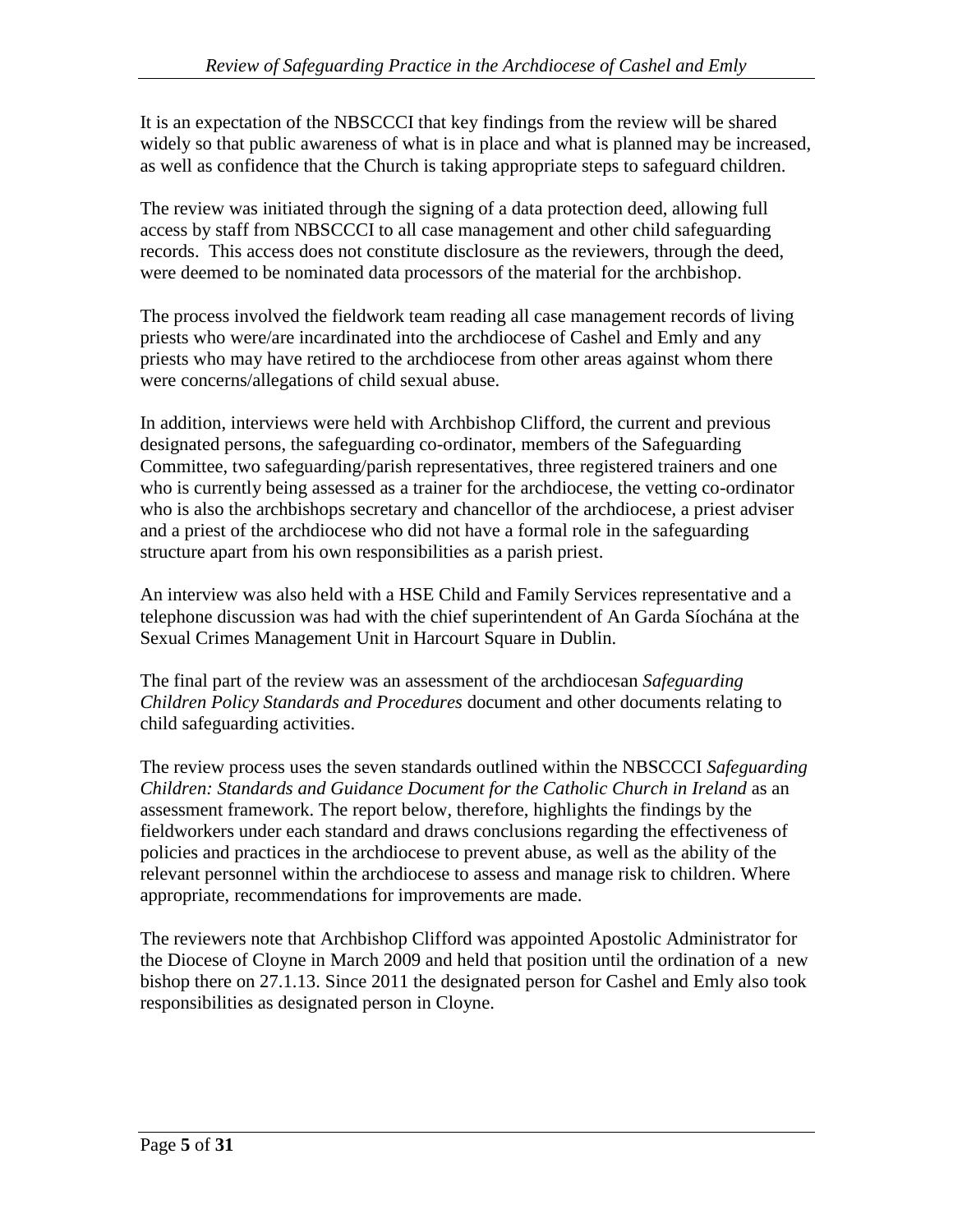It is an expectation of the NBSCCCI that key findings from the review will be shared widely so that public awareness of what is in place and what is planned may be increased, as well as confidence that the Church is taking appropriate steps to safeguard children.

The review was initiated through the signing of a data protection deed, allowing full access by staff from NBSCCCI to all case management and other child safeguarding records. This access does not constitute disclosure as the reviewers, through the deed, were deemed to be nominated data processors of the material for the archbishop.

The process involved the fieldwork team reading all case management records of living priests who were/are incardinated into the archdiocese of Cashel and Emly and any priests who may have retired to the archdiocese from other areas against whom there were concerns/allegations of child sexual abuse.

In addition, interviews were held with Archbishop Clifford, the current and previous designated persons, the safeguarding co-ordinator, members of the Safeguarding Committee, two safeguarding/parish representatives, three registered trainers and one who is currently being assessed as a trainer for the archdiocese, the vetting co-ordinator who is also the archbishops secretary and chancellor of the archdiocese, a priest adviser and a priest of the archdiocese who did not have a formal role in the safeguarding structure apart from his own responsibilities as a parish priest.

An interview was also held with a HSE Child and Family Services representative and a telephone discussion was had with the chief superintendent of An Garda Síochána at the Sexual Crimes Management Unit in Harcourt Square in Dublin.

The final part of the review was an assessment of the archdiocesan *Safeguarding Children Policy Standards and Procedures* document and other documents relating to child safeguarding activities.

The review process uses the seven standards outlined within the NBSCCCI *Safeguarding Children: Standards and Guidance Document for the Catholic Church in Ireland* as an assessment framework. The report below, therefore, highlights the findings by the fieldworkers under each standard and draws conclusions regarding the effectiveness of policies and practices in the archdiocese to prevent abuse, as well as the ability of the relevant personnel within the archdiocese to assess and manage risk to children. Where appropriate, recommendations for improvements are made.

The reviewers note that Archbishop Clifford was appointed Apostolic Administrator for the Diocese of Cloyne in March 2009 and held that position until the ordination of a new bishop there on 27.1.13. Since 2011 the designated person for Cashel and Emly also took responsibilities as designated person in Cloyne.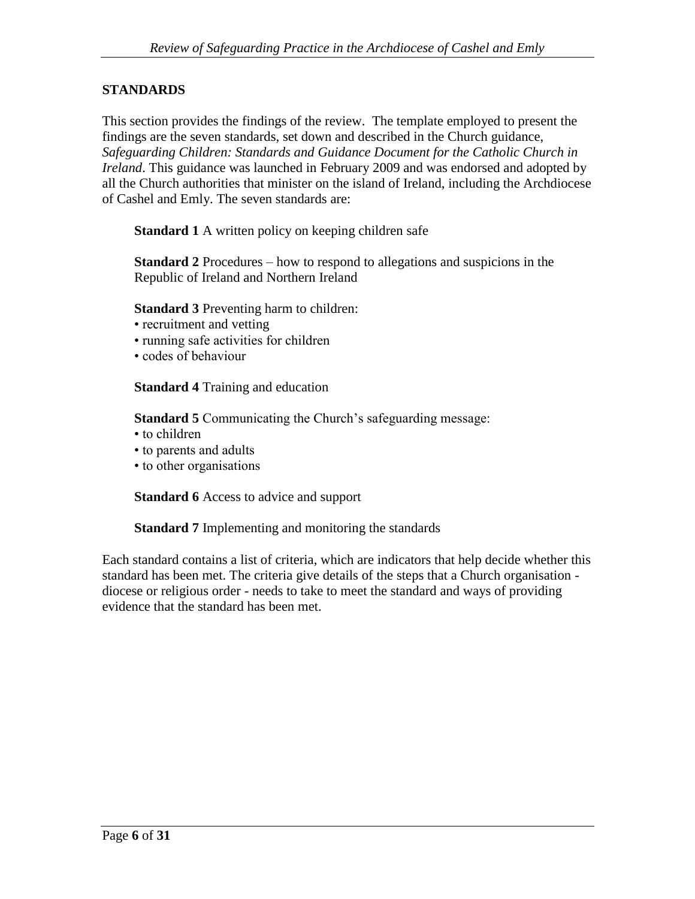## STANDARDS

This section provides the findings of the review. The template employed to present the findings are the seven standards, set down and described in the Church guidance, *Safeguarding Children: Standards and Guidance Document for the Catholic Church in Ireland*. This guidance was launched in February 2009 and was endorsed and adopted by all the Church authorities that minister on the island of Ireland, including the Archdiocese of Cashel and Emly. The seven standards are:

**Standard 1** A written policy on keeping children safe

**Standard 2** Procedures – how to respond to allegations and suspicions in the Republic of Ireland and Northern Ireland

**Standard 3** Preventing harm to children:

- recruitment and vetting
- running safe activities for children
- codes of behaviour

**Standard 4** Training and education

**Standard 5** Communicating the Church's safeguarding message:

- to children
- to parents and adults
- to other organisations

**Standard 6** Access to advice and support

**Standard 7** Implementing and monitoring the standards

Each standard contains a list of criteria, which are indicators that help decide whether this standard has been met. The criteria give details of the steps that a Church organisation - diocese or religious order - needs to take to meet the standard and ways of providing evidence that the standard has been met.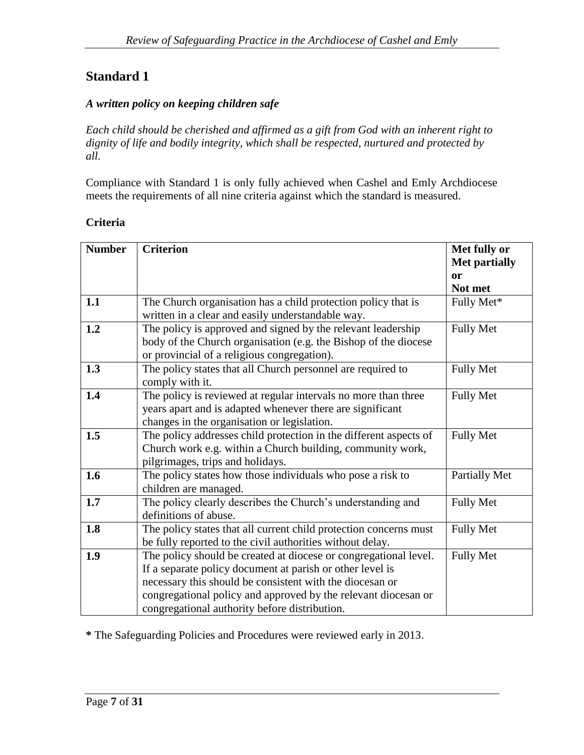## Standard 1

### *A written policy on keeping children safe*

*Each child should be cherished and affirmed as a gift from God with an inherent right to dignity of life and bodily integrity, which shall be respected, nurtured and protected by all.*

Compliance with Standard 1 is only fully achieved when Cashel and Emly Archdiocese meets the requirements of all nine criteria against which the standard is measured.

**Criteria**

| Number | Criterion | Met fully or Met partially or Not met |
|---|---|---|
| **1.1** | The Church organisation has a child protection policy that is written in a clear and easily understandable way. | Fully Met* |
| **1.2** | The policy is approved and signed by the relevant leadership body of the Church organisation (e.g. the Bishop of the diocese or provincial of a religious congregation). | Fully Met |
| **1.3** | The policy states that all Church personnel are required to comply with it. | Fully Met |
| **1.4** | The policy is reviewed at regular intervals no more than three years apart and is adapted whenever there are significant changes in the organisation or legislation. | Fully Met |
| **1.5** | The policy addresses child protection in the different aspects of Church work e.g. within a Church building, community work, pilgrimages, trips and holidays. | Fully Met |
| **1.6** | The policy states how those individuals who pose a risk to children are managed. | Partially Met |
| **1.7** | The policy clearly describes the Church's understanding and definitions of abuse. | Fully Met |
| **1.8** | The policy states that all current child protection concerns must be fully reported to the civil authorities without delay. | Fully Met |
| **1.9** | The policy should be created at diocese or congregational level. If a separate policy document at parish or other level is necessary this should be consistent with the diocesan or congregational policy and approved by the relevant diocesan or congregational authority before distribution. | Fully Met |

**\*** The Safeguarding Policies and Procedures were reviewed early in 2013.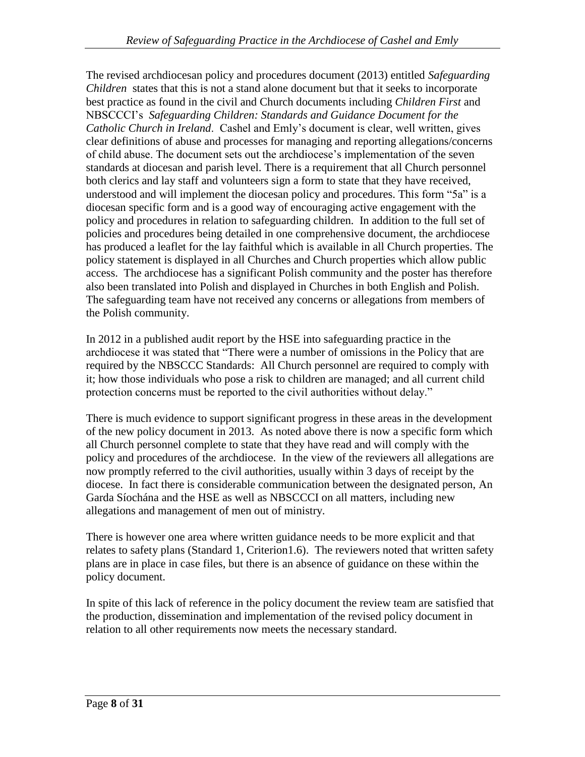The revised archdiocesan policy and procedures document (2013) entitled *Safeguarding Children* states that this is not a stand alone document but that it seeks to incorporate best practice as found in the civil and Church documents including *Children First* and NBSCCCI's *Safeguarding Children: Standards and Guidance Document for the Catholic Church in Ireland*. Cashel and Emly's document is clear, well written, gives clear definitions of abuse and processes for managing and reporting allegations/concerns of child abuse. The document sets out the archdiocese's implementation of the seven standards at diocesan and parish level. There is a requirement that all Church personnel both clerics and lay staff and volunteers sign a form to state that they have received, understood and will implement the diocesan policy and procedures. This form "5a" is a diocesan specific form and is a good way of encouraging active engagement with the policy and procedures in relation to safeguarding children. In addition to the full set of policies and procedures being detailed in one comprehensive document, the archdiocese has produced a leaflet for the lay faithful which is available in all Church properties. The policy statement is displayed in all Churches and Church properties which allow public access. The archdiocese has a significant Polish community and the poster has therefore also been translated into Polish and displayed in Churches in both English and Polish. The safeguarding team have not received any concerns or allegations from members of the Polish community.

In 2012 in a published audit report by the HSE into safeguarding practice in the archdiocese it was stated that "There were a number of omissions in the Policy that are required by the NBSCCC Standards: All Church personnel are required to comply with it; how those individuals who pose a risk to children are managed; and all current child protection concerns must be reported to the civil authorities without delay."

There is much evidence to support significant progress in these areas in the development of the new policy document in 2013. As noted above there is now a specific form which all Church personnel complete to state that they have read and will comply with the policy and procedures of the archdiocese. In the view of the reviewers all allegations are now promptly referred to the civil authorities, usually within 3 days of receipt by the diocese. In fact there is considerable communication between the designated person, An Garda Síochána and the HSE as well as NBSCCCI on all matters, including new allegations and management of men out of ministry.

There is however one area where written guidance needs to be more explicit and that relates to safety plans (Standard 1, Criterion1.6). The reviewers noted that written safety plans are in place in case files, but there is an absence of guidance on these within the policy document.

In spite of this lack of reference in the policy document the review team are satisfied that the production, dissemination and implementation of the revised policy document in relation to all other requirements now meets the necessary standard.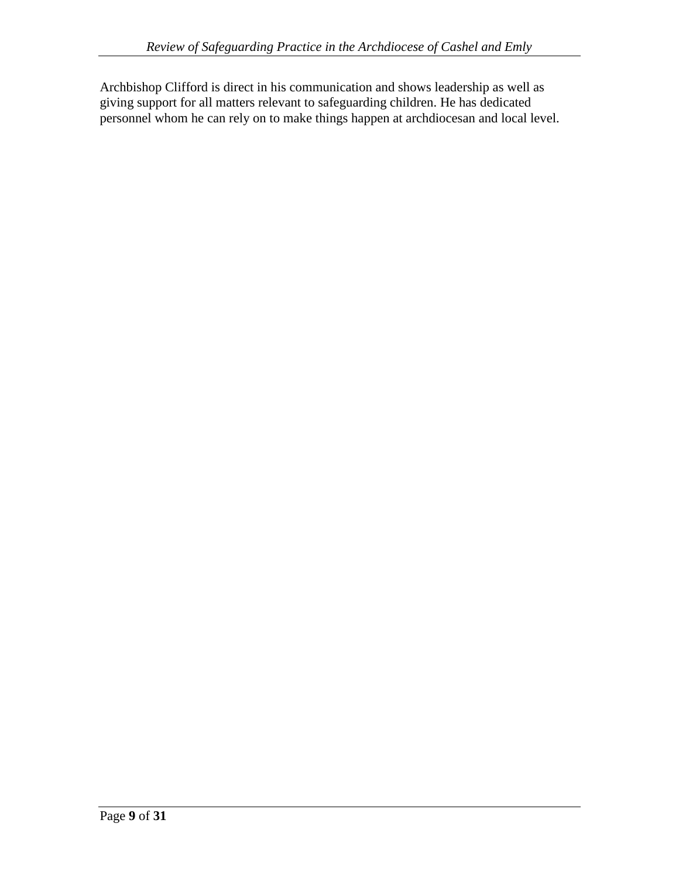Archbishop Clifford is direct in his communication and shows leadership as well as giving support for all matters relevant to safeguarding children. He has dedicated personnel whom he can rely on to make things happen at archdiocesan and local level.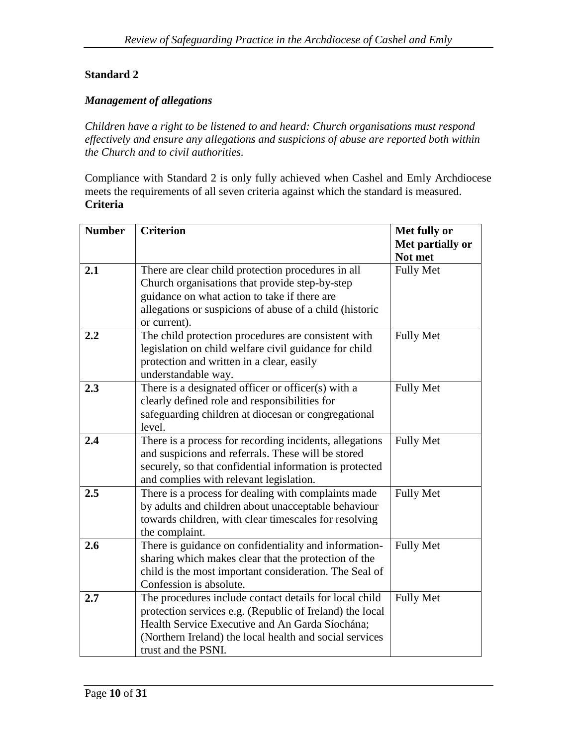**Standard 2**

***Management of allegations***

*Children have a right to be listened to and heard: Church organisations must respond effectively and ensure any allegations and suspicions of abuse are reported both within the Church and to civil authorities.*

Compliance with Standard 2 is only fully achieved when Cashel and Emly Archdiocese meets the requirements of all seven criteria against which the standard is measured.

**Criteria**

| **Number** | **Criterion** | **Met fully or Met partially or Not met** |
|---|---|---|
| **2.1** | There are clear child protection procedures in all Church organisations that provide step-by-step guidance on what action to take if there are allegations or suspicions of abuse of a child (historic or current). | Fully Met |
| **2.2** | The child protection procedures are consistent with legislation on child welfare civil guidance for child protection and written in a clear, easily understandable way. | Fully Met |
| **2.3** | There is a designated officer or officer(s) with a clearly defined role and responsibilities for safeguarding children at diocesan or congregational level. | Fully Met |
| **2.4** | There is a process for recording incidents, allegations and suspicions and referrals. These will be stored securely, so that confidential information is protected and complies with relevant legislation. | Fully Met |
| **2.5** | There is a process for dealing with complaints made by adults and children about unacceptable behaviour towards children, with clear timescales for resolving the complaint. | Fully Met |
| **2.6** | There is guidance on confidentiality and information-sharing which makes clear that the protection of the child is the most important consideration. The Seal of Confession is absolute. | Fully Met |
| **2.7** | The procedures include contact details for local child protection services e.g. (Republic of Ireland) the local Health Service Executive and An Garda Síochána; (Northern Ireland) the local health and social services trust and the PSNI. | Fully Met |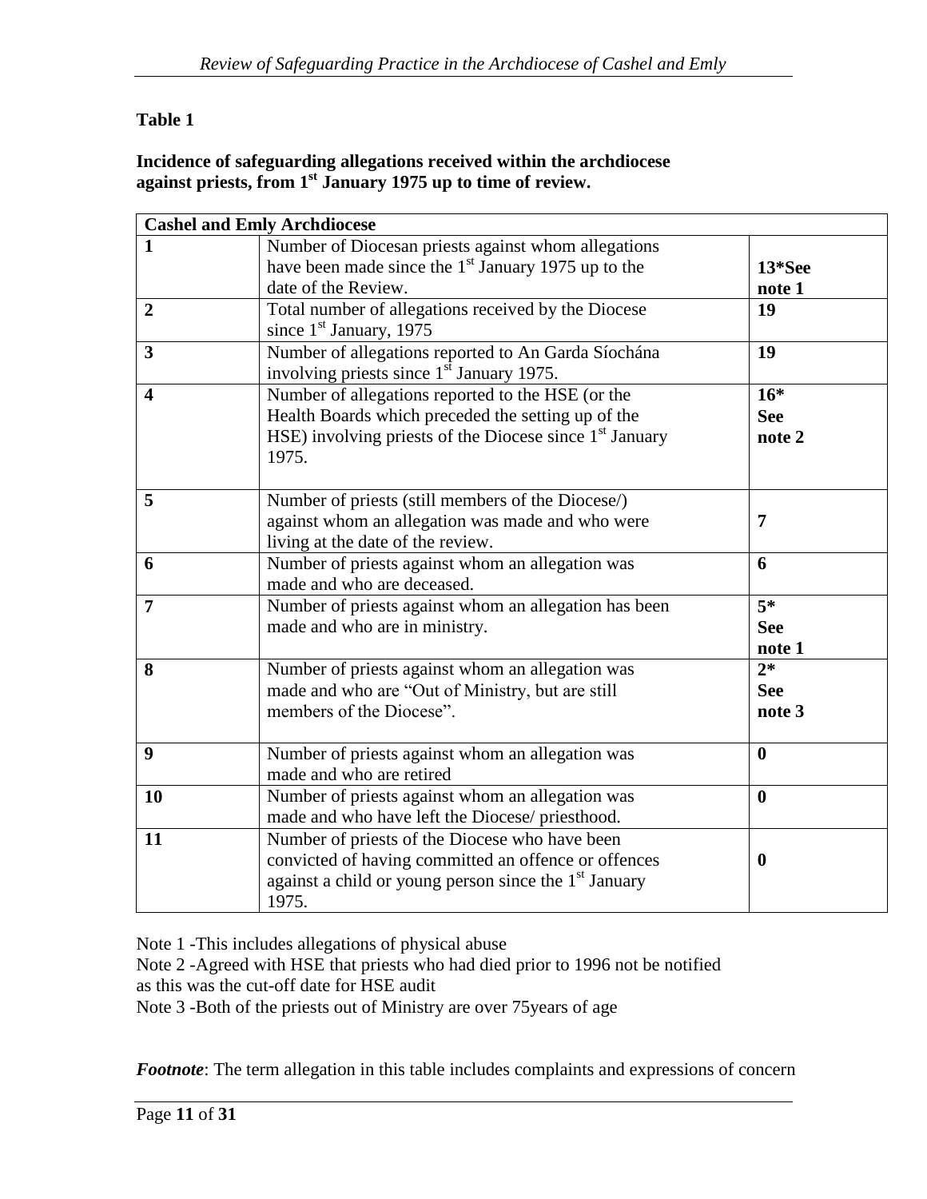**Table 1**

**Incidence of safeguarding allegations received within the archdiocese against priests, from 1st January 1975 up to time of review.**

| **Cashel and Emly Archdiocese** | | |
|---|---|---|
| **1** | Number of Diocesan priests against whom allegations have been made since the 1st January 1975 up to the date of the Review. | **13*See note 1** |
| **2** | Total number of allegations received by the Diocese since 1st January, 1975 | **19** |
| **3** | Number of allegations reported to An Garda Síochána involving priests since 1st January 1975. | **19** |
| **4** | Number of allegations reported to the HSE (or the Health Boards which preceded the setting up of the HSE) involving priests of the Diocese since 1st January 1975. | **16* See note 2** |
| **5** | Number of priests (still members of the Diocese/) against whom an allegation was made and who were living at the date of the review. | **7** |
| **6** | Number of priests against whom an allegation was made and who are deceased. | **6** |
| **7** | Number of priests against whom an allegation has been made and who are in ministry. | **5* See note 1** |
| **8** | Number of priests against whom an allegation was made and who are "Out of Ministry, but are still members of the Diocese". | **2* See note 3** |
| **9** | Number of priests against whom an allegation was made and who are retired | **0** |
| **10** | Number of priests against whom an allegation was made and who have left the Diocese/ priesthood. | **0** |
| **11** | Number of priests of the Diocese who have been convicted of having committed an offence or offences against a child or young person since the 1st January 1975. | **0** |

Note 1 -This includes allegations of physical abuse

Note 2 -Agreed with HSE that priests who had died prior to 1996 not be notified as this was the cut-off date for HSE audit

Note 3 -Both of the priests out of Ministry are over 75years of age

***Footnote***: The term allegation in this table includes complaints and expressions of concern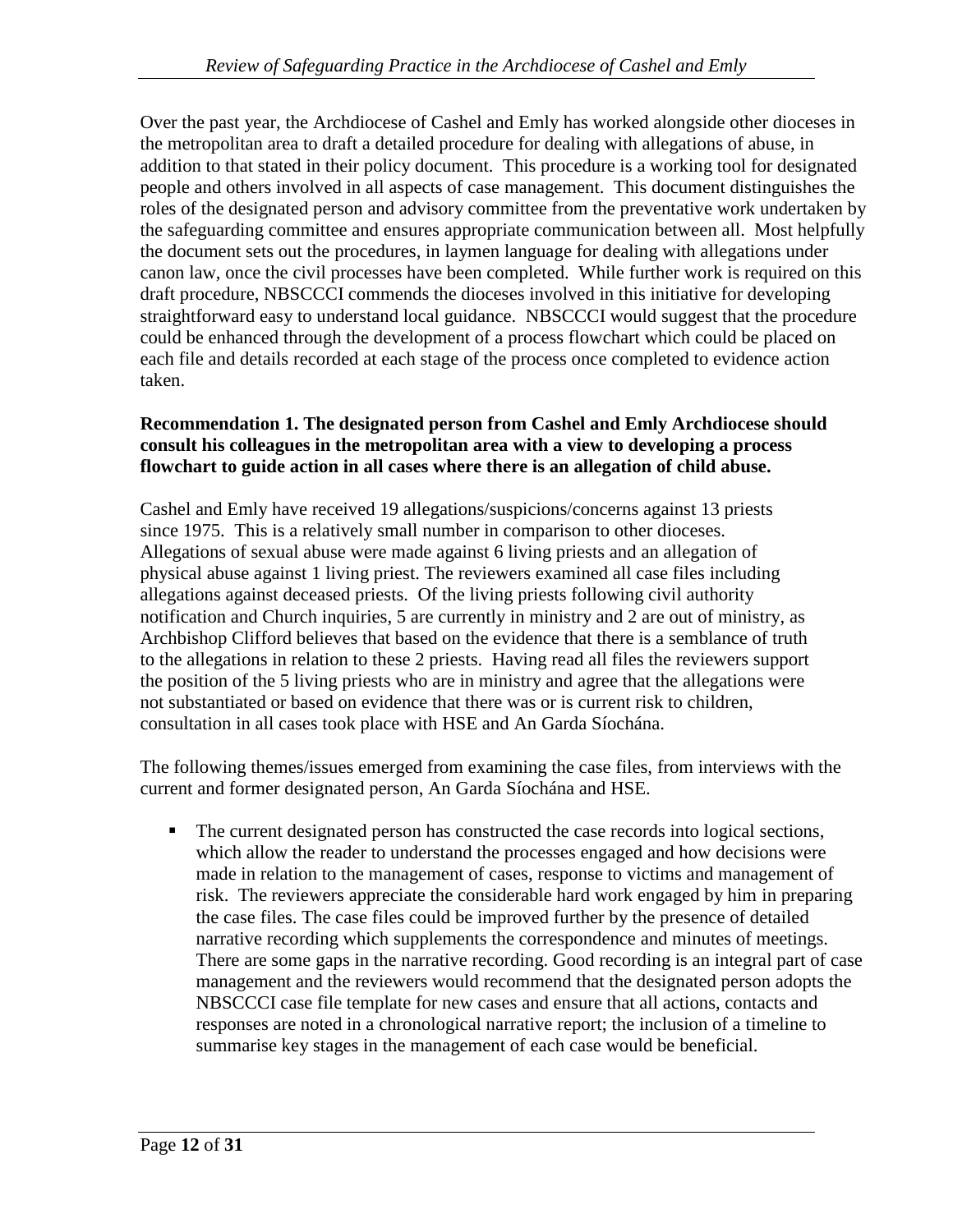Over the past year, the Archdiocese of Cashel and Emly has worked alongside other dioceses in the metropolitan area to draft a detailed procedure for dealing with allegations of abuse, in addition to that stated in their policy document. This procedure is a working tool for designated people and others involved in all aspects of case management. This document distinguishes the roles of the designated person and advisory committee from the preventative work undertaken by the safeguarding committee and ensures appropriate communication between all. Most helpfully the document sets out the procedures, in laymen language for dealing with allegations under canon law, once the civil processes have been completed. While further work is required on this draft procedure, NBSCCCI commends the dioceses involved in this initiative for developing straightforward easy to understand local guidance. NBSCCCI would suggest that the procedure could be enhanced through the development of a process flowchart which could be placed on each file and details recorded at each stage of the process once completed to evidence action taken.

**Recommendation 1. The designated person from Cashel and Emly Archdiocese should consult his colleagues in the metropolitan area with a view to developing a process flowchart to guide action in all cases where there is an allegation of child abuse.**

Cashel and Emly have received 19 allegations/suspicions/concerns against 13 priests since 1975. This is a relatively small number in comparison to other dioceses. Allegations of sexual abuse were made against 6 living priests and an allegation of physical abuse against 1 living priest. The reviewers examined all case files including allegations against deceased priests. Of the living priests following civil authority notification and Church inquiries, 5 are currently in ministry and 2 are out of ministry, as Archbishop Clifford believes that based on the evidence that there is a semblance of truth to the allegations in relation to these 2 priests. Having read all files the reviewers support the position of the 5 living priests who are in ministry and agree that the allegations were not substantiated or based on evidence that there was or is current risk to children, consultation in all cases took place with HSE and An Garda Síochána.

The following themes/issues emerged from examining the case files, from interviews with the current and former designated person, An Garda Síochána and HSE.

- The current designated person has constructed the case records into logical sections, which allow the reader to understand the processes engaged and how decisions were made in relation to the management of cases, response to victims and management of risk. The reviewers appreciate the considerable hard work engaged by him in preparing the case files. The case files could be improved further by the presence of detailed narrative recording which supplements the correspondence and minutes of meetings. There are some gaps in the narrative recording. Good recording is an integral part of case management and the reviewers would recommend that the designated person adopts the NBSCCCI case file template for new cases and ensure that all actions, contacts and responses are noted in a chronological narrative report; the inclusion of a timeline to summarise key stages in the management of each case would be beneficial.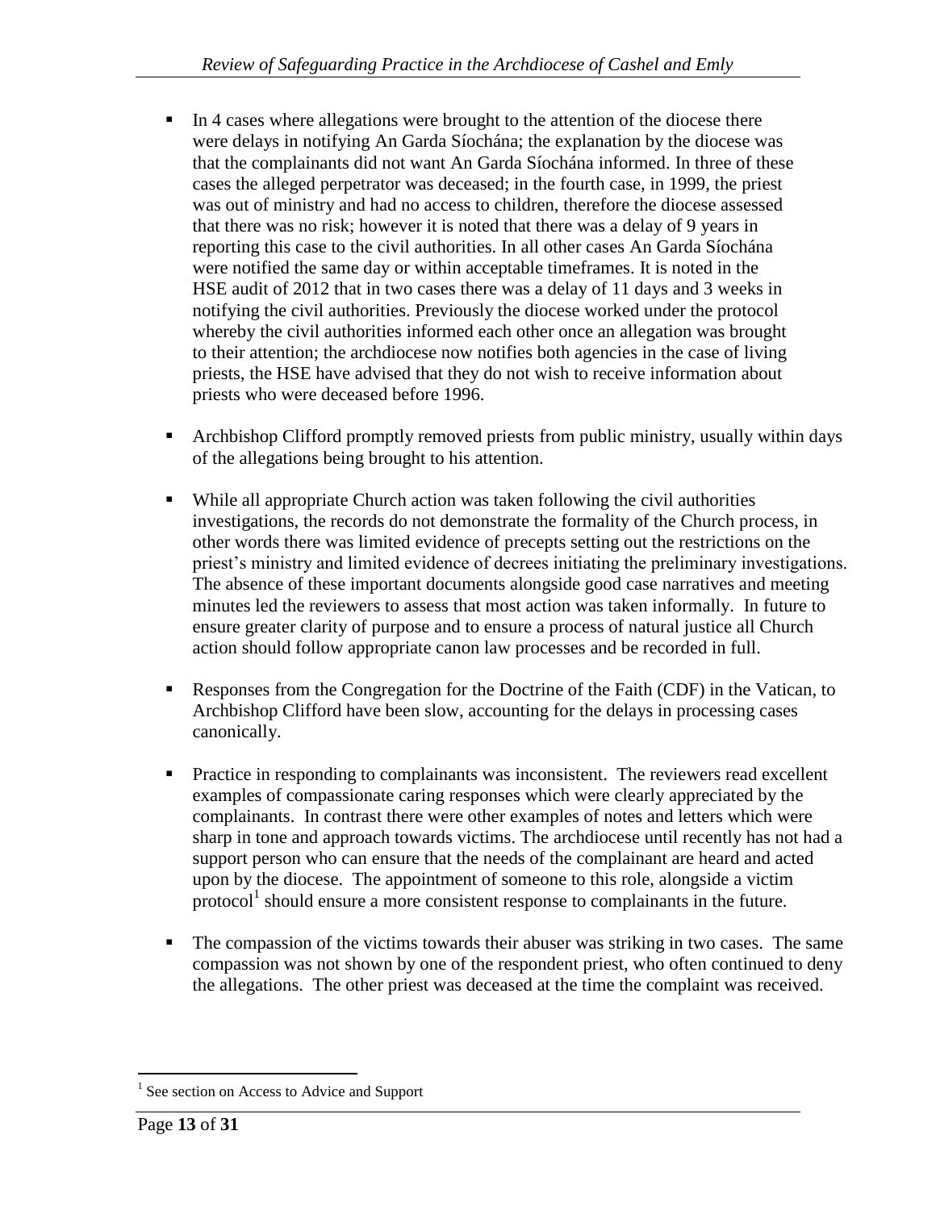- In 4 cases where allegations were brought to the attention of the diocese there were delays in notifying An Garda Síochána; the explanation by the diocese was that the complainants did not want An Garda Síochána informed. In three of these cases the alleged perpetrator was deceased; in the fourth case, in 1999, the priest was out of ministry and had no access to children, therefore the diocese assessed that there was no risk; however it is noted that there was a delay of 9 years in reporting this case to the civil authorities. In all other cases An Garda Síochána were notified the same day or within acceptable timeframes. It is noted in the HSE audit of 2012 that in two cases there was a delay of 11 days and 3 weeks in notifying the civil authorities. Previously the diocese worked under the protocol whereby the civil authorities informed each other once an allegation was brought to their attention; the archdiocese now notifies both agencies in the case of living priests, the HSE have advised that they do not wish to receive information about priests who were deceased before 1996.

- Archbishop Clifford promptly removed priests from public ministry, usually within days of the allegations being brought to his attention.

- While all appropriate Church action was taken following the civil authorities investigations, the records do not demonstrate the formality of the Church process, in other words there was limited evidence of precepts setting out the restrictions on the priest's ministry and limited evidence of decrees initiating the preliminary investigations. The absence of these important documents alongside good case narratives and meeting minutes led the reviewers to assess that most action was taken informally. In future to ensure greater clarity of purpose and to ensure a process of natural justice all Church action should follow appropriate canon law processes and be recorded in full.

- Responses from the Congregation for the Doctrine of the Faith (CDF) in the Vatican, to Archbishop Clifford have been slow, accounting for the delays in processing cases canonically.

- Practice in responding to complainants was inconsistent. The reviewers read excellent examples of compassionate caring responses which were clearly appreciated by the complainants. In contrast there were other examples of notes and letters which were sharp in tone and approach towards victims. The archdiocese until recently has not had a support person who can ensure that the needs of the complainant are heard and acted upon by the diocese. The appointment of someone to this role, alongside a victim protocol[1] should ensure a more consistent response to complainants in the future.

- The compassion of the victims towards their abuser was striking in two cases. The same compassion was not shown by one of the respondent priest, who often continued to deny the allegations. The other priest was deceased at the time the complaint was received.

[1] See section on Access to Advice and Support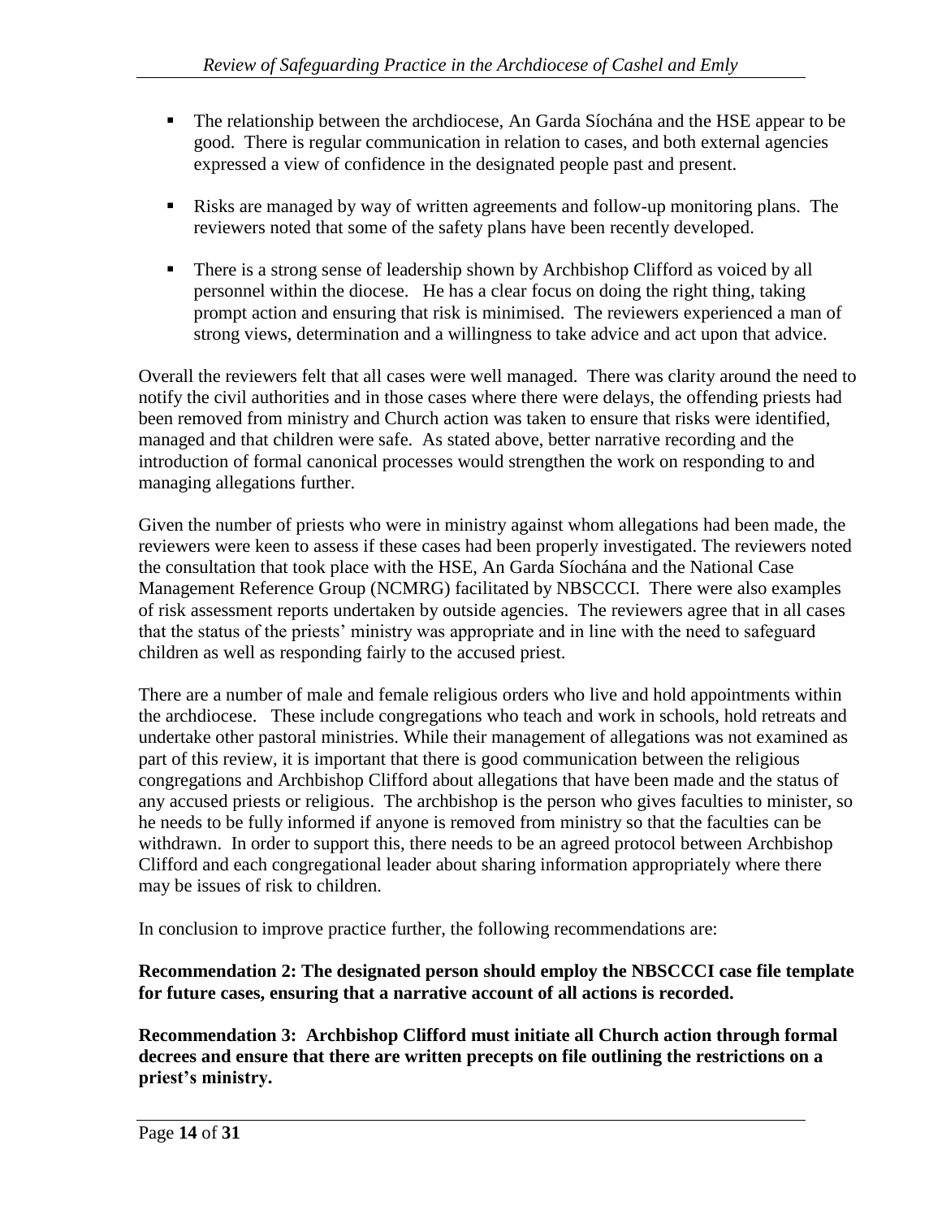- The relationship between the archdiocese, An Garda Síochána and the HSE appear to be good. There is regular communication in relation to cases, and both external agencies expressed a view of confidence in the designated people past and present.
- Risks are managed by way of written agreements and follow-up monitoring plans. The reviewers noted that some of the safety plans have been recently developed.
- There is a strong sense of leadership shown by Archbishop Clifford as voiced by all personnel within the diocese. He has a clear focus on doing the right thing, taking prompt action and ensuring that risk is minimised. The reviewers experienced a man of strong views, determination and a willingness to take advice and act upon that advice.

Overall the reviewers felt that all cases were well managed. There was clarity around the need to notify the civil authorities and in those cases where there were delays, the offending priests had been removed from ministry and Church action was taken to ensure that risks were identified, managed and that children were safe. As stated above, better narrative recording and the introduction of formal canonical processes would strengthen the work on responding to and managing allegations further.

Given the number of priests who were in ministry against whom allegations had been made, the reviewers were keen to assess if these cases had been properly investigated. The reviewers noted the consultation that took place with the HSE, An Garda Síochána and the National Case Management Reference Group (NCMRG) facilitated by NBSCCCI. There were also examples of risk assessment reports undertaken by outside agencies. The reviewers agree that in all cases that the status of the priests' ministry was appropriate and in line with the need to safeguard children as well as responding fairly to the accused priest.

There are a number of male and female religious orders who live and hold appointments within the archdiocese. These include congregations who teach and work in schools, hold retreats and undertake other pastoral ministries. While their management of allegations was not examined as part of this review, it is important that there is good communication between the religious congregations and Archbishop Clifford about allegations that have been made and the status of any accused priests or religious. The archbishop is the person who gives faculties to minister, so he needs to be fully informed if anyone is removed from ministry so that the faculties can be withdrawn. In order to support this, there needs to be an agreed protocol between Archbishop Clifford and each congregational leader about sharing information appropriately where there may be issues of risk to children.

In conclusion to improve practice further, the following recommendations are:

**Recommendation 2: The designated person should employ the NBSCCCI case file template for future cases, ensuring that a narrative account of all actions is recorded.**

**Recommendation 3: Archbishop Clifford must initiate all Church action through formal decrees and ensure that there are written precepts on file outlining the restrictions on a priest's ministry.**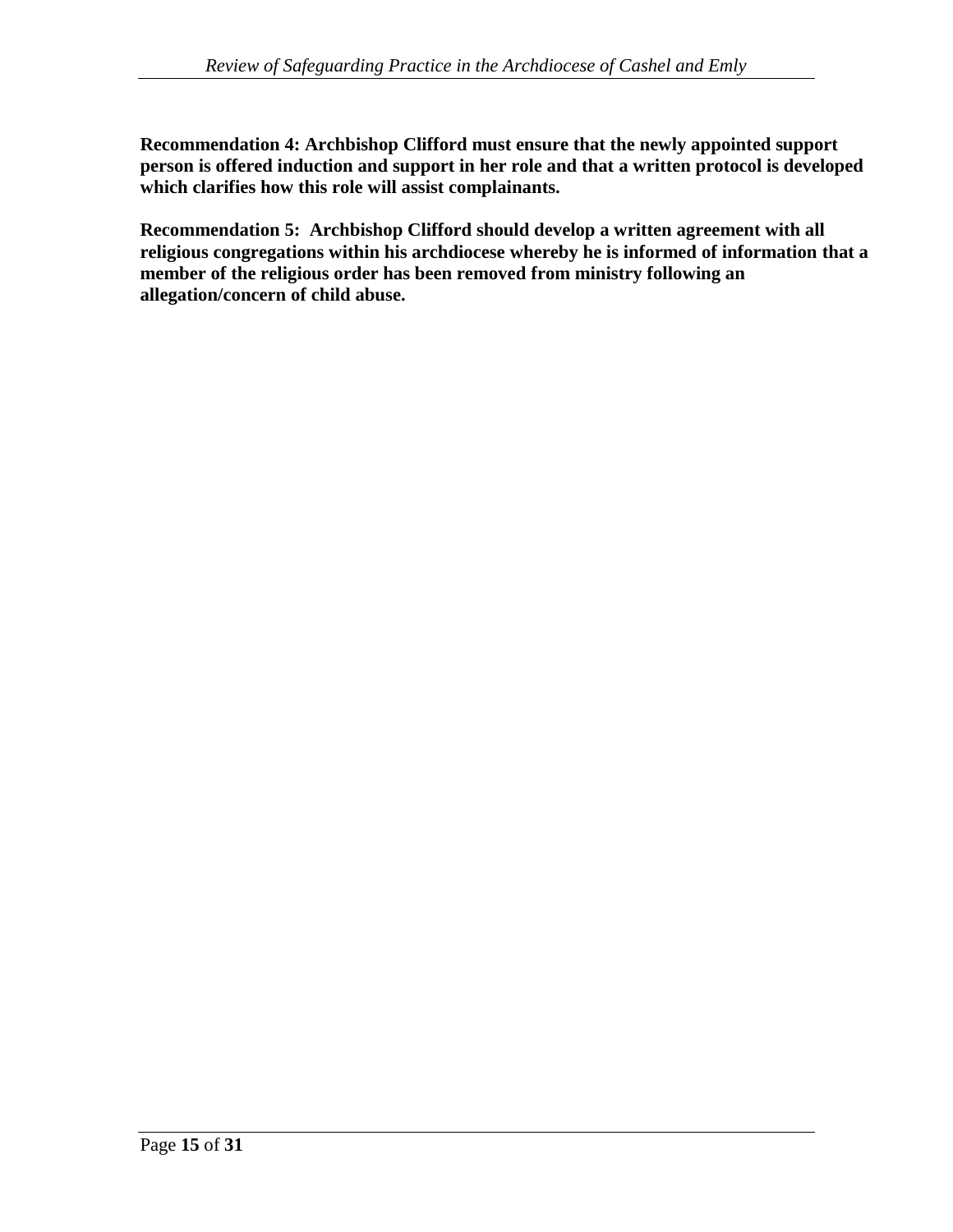**Recommendation 4: Archbishop Clifford must ensure that the newly appointed support person is offered induction and support in her role and that a written protocol is developed which clarifies how this role will assist complainants.**

**Recommendation 5: Archbishop Clifford should develop a written agreement with all religious congregations within his archdiocese whereby he is informed of information that a member of the religious order has been removed from ministry following an allegation/concern of child abuse.**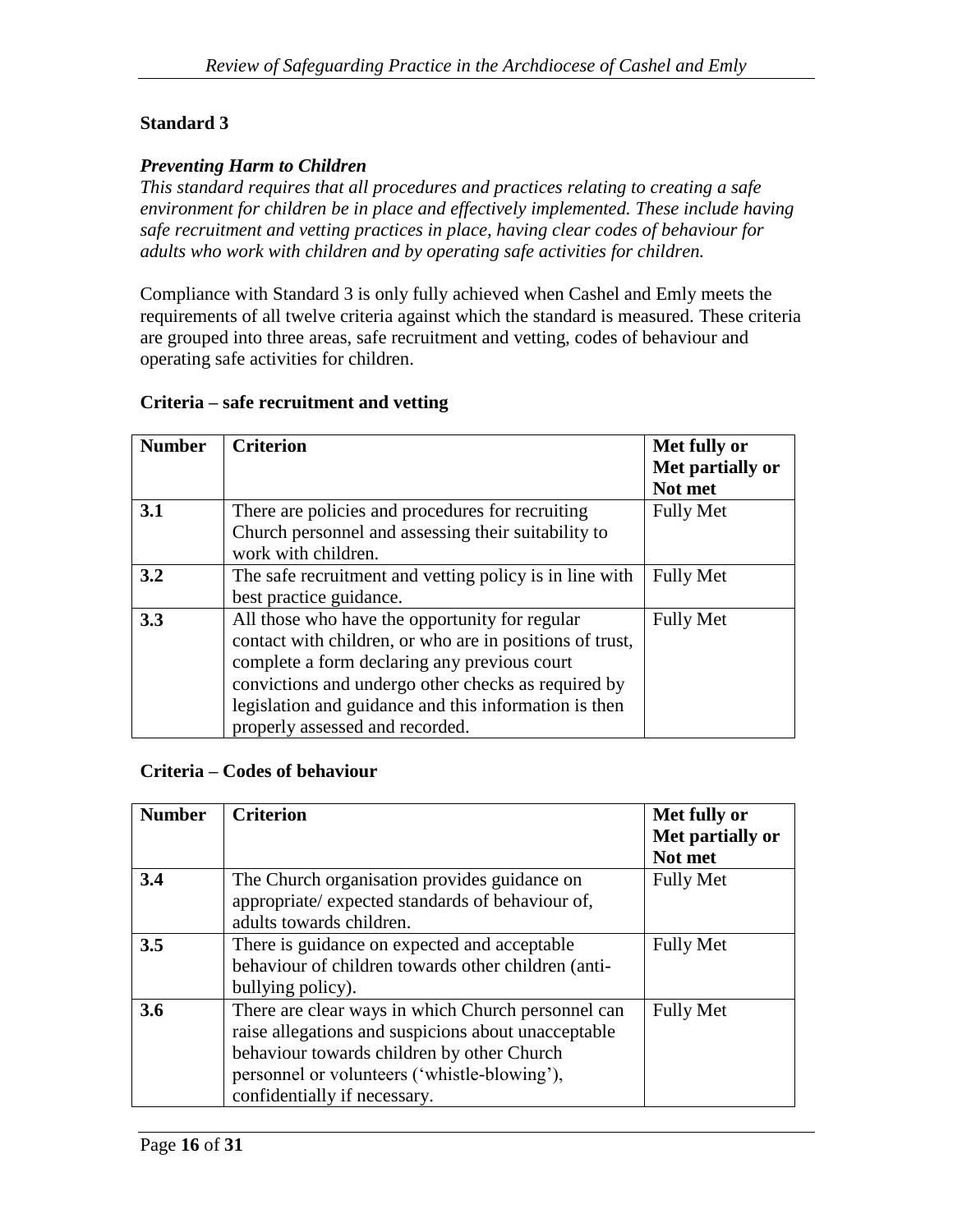## Standard 3

### *Preventing Harm to Children*

*This standard requires that all procedures and practices relating to creating a safe environment for children be in place and effectively implemented. These include having safe recruitment and vetting practices in place, having clear codes of behaviour for adults who work with children and by operating safe activities for children.*

Compliance with Standard 3 is only fully achieved when Cashel and Emly meets the requirements of all twelve criteria against which the standard is measured. These criteria are grouped into three areas, safe recruitment and vetting, codes of behaviour and operating safe activities for children.

**Criteria – safe recruitment and vetting**

| Number | Criterion | Met fully or Met partially or Not met |
|---|---|---|
| **3.1** | There are policies and procedures for recruiting Church personnel and assessing their suitability to work with children. | Fully Met |
| **3.2** | The safe recruitment and vetting policy is in line with best practice guidance. | Fully Met |
| **3.3** | All those who have the opportunity for regular contact with children, or who are in positions of trust, complete a form declaring any previous court convictions and undergo other checks as required by legislation and guidance and this information is then properly assessed and recorded. | Fully Met |

**Criteria – Codes of behaviour**

| Number | Criterion | Met fully or Met partially or Not met |
|---|---|---|
| **3.4** | The Church organisation provides guidance on appropriate/ expected standards of behaviour of, adults towards children. | Fully Met |
| **3.5** | There is guidance on expected and acceptable behaviour of children towards other children (anti-bullying policy). | Fully Met |
| **3.6** | There are clear ways in which Church personnel can raise allegations and suspicions about unacceptable behaviour towards children by other Church personnel or volunteers ('whistle-blowing'), confidentially if necessary. | Fully Met |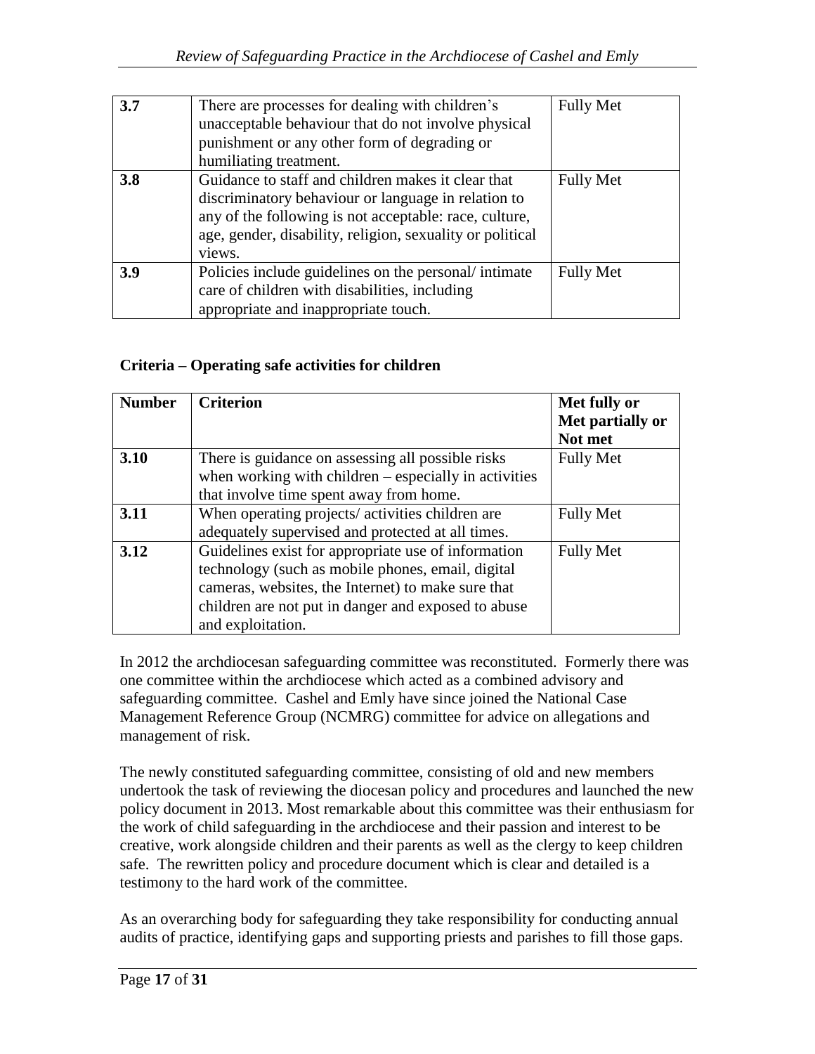| | | |
|---|---|---|
| **3.7** | There are processes for dealing with children's unacceptable behaviour that do not involve physical punishment or any other form of degrading or humiliating treatment. | Fully Met |
| **3.8** | Guidance to staff and children makes it clear that discriminatory behaviour or language in relation to any of the following is not acceptable: race, culture, age, gender, disability, religion, sexuality or political views. | Fully Met |
| **3.9** | Policies include guidelines on the personal/ intimate care of children with disabilities, including appropriate and inappropriate touch. | Fully Met |

**Criteria – Operating safe activities for children**

| **Number** | **Criterion** | **Met fully or Met partially or Not met** |
|---|---|---|
| **3.10** | There is guidance on assessing all possible risks when working with children – especially in activities that involve time spent away from home. | Fully Met |
| **3.11** | When operating projects/ activities children are adequately supervised and protected at all times. | Fully Met |
| **3.12** | Guidelines exist for appropriate use of information technology (such as mobile phones, email, digital cameras, websites, the Internet) to make sure that children are not put in danger and exposed to abuse and exploitation. | Fully Met |

In 2012 the archdiocesan safeguarding committee was reconstituted. Formerly there was one committee within the archdiocese which acted as a combined advisory and safeguarding committee. Cashel and Emly have since joined the National Case Management Reference Group (NCMRG) committee for advice on allegations and management of risk.

The newly constituted safeguarding committee, consisting of old and new members undertook the task of reviewing the diocesan policy and procedures and launched the new policy document in 2013. Most remarkable about this committee was their enthusiasm for the work of child safeguarding in the archdiocese and their passion and interest to be creative, work alongside children and their parents as well as the clergy to keep children safe. The rewritten policy and procedure document which is clear and detailed is a testimony to the hard work of the committee.

As an overarching body for safeguarding they take responsibility for conducting annual audits of practice, identifying gaps and supporting priests and parishes to fill those gaps.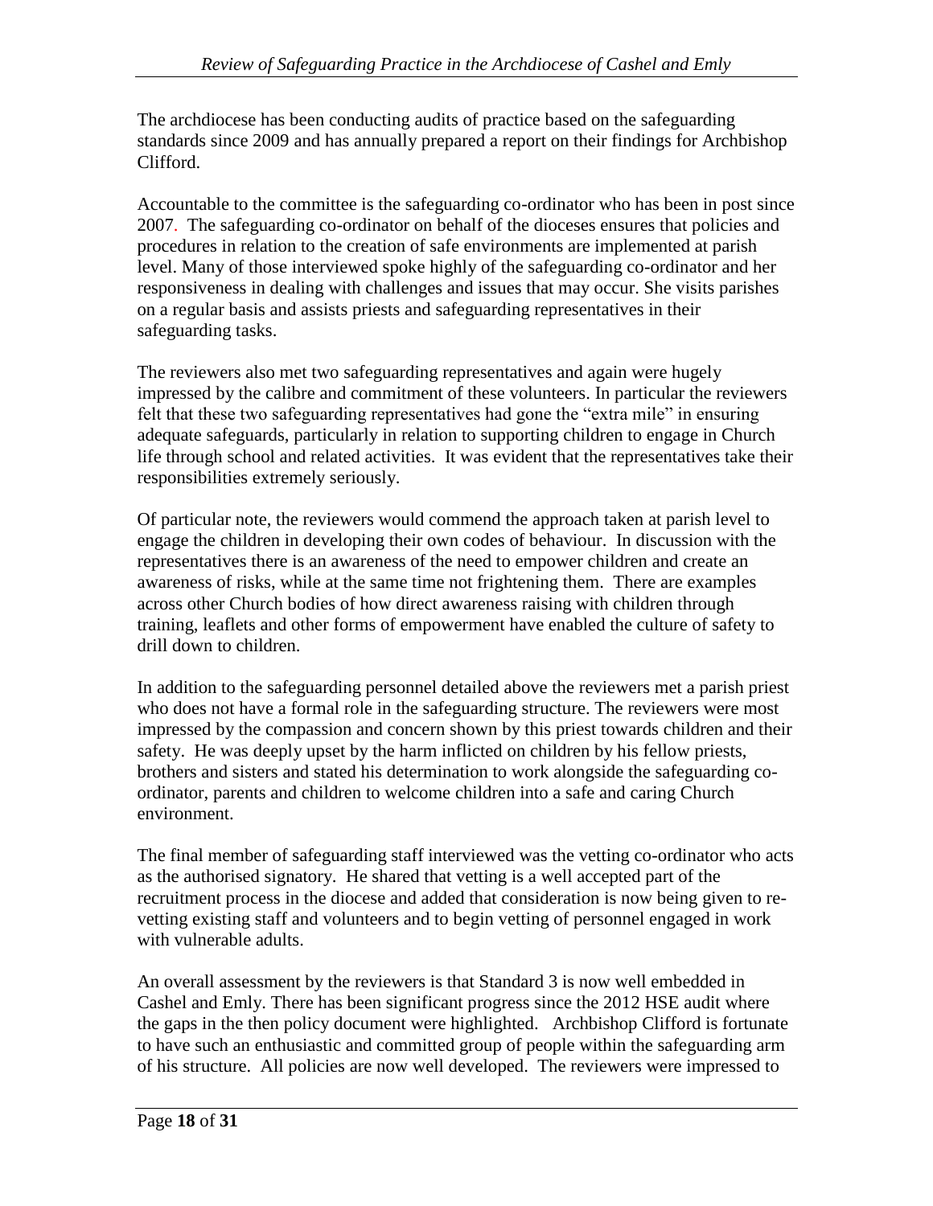The archdiocese has been conducting audits of practice based on the safeguarding standards since 2009 and has annually prepared a report on their findings for Archbishop Clifford.

Accountable to the committee is the safeguarding co-ordinator who has been in post since 2007. The safeguarding co-ordinator on behalf of the dioceses ensures that policies and procedures in relation to the creation of safe environments are implemented at parish level. Many of those interviewed spoke highly of the safeguarding co-ordinator and her responsiveness in dealing with challenges and issues that may occur. She visits parishes on a regular basis and assists priests and safeguarding representatives in their safeguarding tasks.

The reviewers also met two safeguarding representatives and again were hugely impressed by the calibre and commitment of these volunteers. In particular the reviewers felt that these two safeguarding representatives had gone the "extra mile" in ensuring adequate safeguards, particularly in relation to supporting children to engage in Church life through school and related activities. It was evident that the representatives take their responsibilities extremely seriously.

Of particular note, the reviewers would commend the approach taken at parish level to engage the children in developing their own codes of behaviour. In discussion with the representatives there is an awareness of the need to empower children and create an awareness of risks, while at the same time not frightening them. There are examples across other Church bodies of how direct awareness raising with children through training, leaflets and other forms of empowerment have enabled the culture of safety to drill down to children.

In addition to the safeguarding personnel detailed above the reviewers met a parish priest who does not have a formal role in the safeguarding structure. The reviewers were most impressed by the compassion and concern shown by this priest towards children and their safety. He was deeply upset by the harm inflicted on children by his fellow priests, brothers and sisters and stated his determination to work alongside the safeguarding co-ordinator, parents and children to welcome children into a safe and caring Church environment.

The final member of safeguarding staff interviewed was the vetting co-ordinator who acts as the authorised signatory. He shared that vetting is a well accepted part of the recruitment process in the diocese and added that consideration is now being given to re-vetting existing staff and volunteers and to begin vetting of personnel engaged in work with vulnerable adults.

An overall assessment by the reviewers is that Standard 3 is now well embedded in Cashel and Emly. There has been significant progress since the 2012 HSE audit where the gaps in the then policy document were highlighted. Archbishop Clifford is fortunate to have such an enthusiastic and committed group of people within the safeguarding arm of his structure. All policies are now well developed. The reviewers were impressed to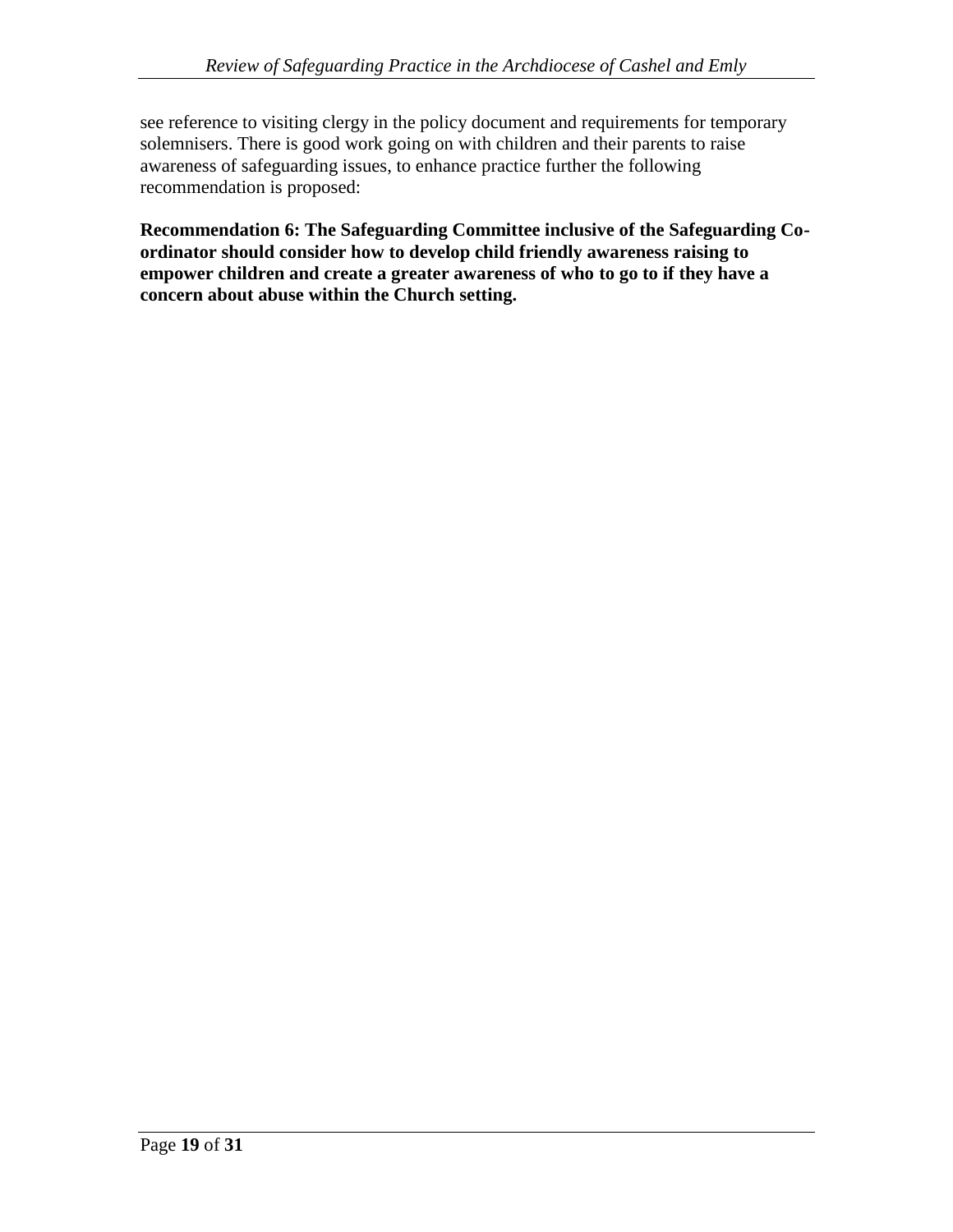see reference to visiting clergy in the policy document and requirements for temporary solemnisers. There is good work going on with children and their parents to raise awareness of safeguarding issues, to enhance practice further the following recommendation is proposed:

**Recommendation 6: The Safeguarding Committee inclusive of the Safeguarding Co-ordinator should consider how to develop child friendly awareness raising to empower children and create a greater awareness of who to go to if they have a concern about abuse within the Church setting.**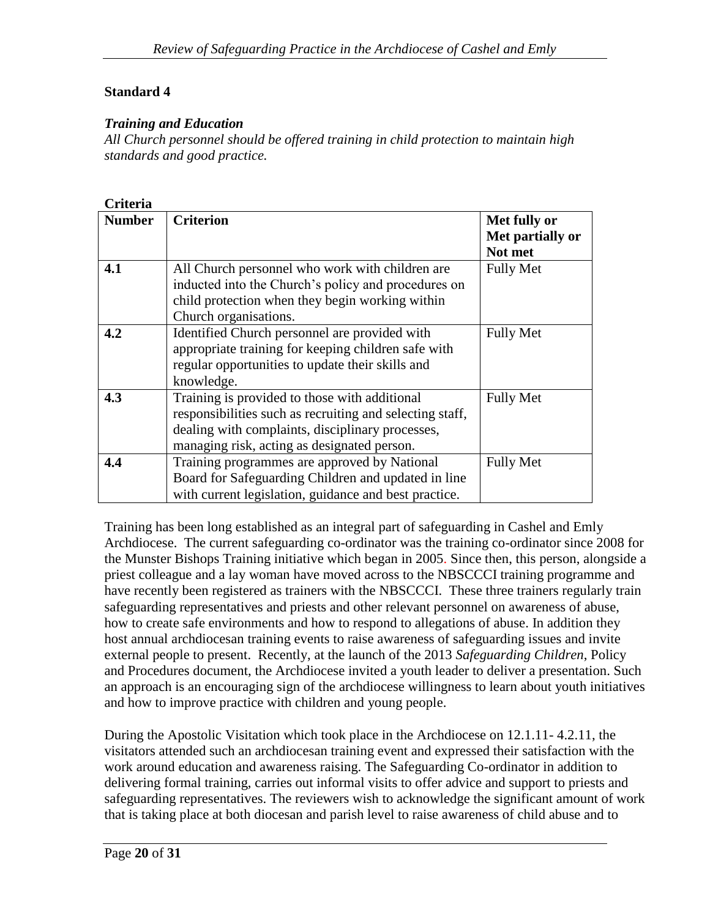**Standard 4**

***Training and Education***

*All Church personnel should be offered training in child protection to maintain high standards and good practice.*

**Criteria**

| **Number** | **Criterion** | **Met fully or Met partially or Not met** |
|---|---|---|
| **4.1** | All Church personnel who work with children are inducted into the Church's policy and procedures on child protection when they begin working within Church organisations. | Fully Met |
| **4.2** | Identified Church personnel are provided with appropriate training for keeping children safe with regular opportunities to update their skills and knowledge. | Fully Met |
| **4.3** | Training is provided to those with additional responsibilities such as recruiting and selecting staff, dealing with complaints, disciplinary processes, managing risk, acting as designated person. | Fully Met |
| **4.4** | Training programmes are approved by National Board for Safeguarding Children and updated in line with current legislation, guidance and best practice. | Fully Met |

Training has been long established as an integral part of safeguarding in Cashel and Emly Archdiocese. The current safeguarding co-ordinator was the training co-ordinator since 2008 for the Munster Bishops Training initiative which began in 2005. Since then, this person, alongside a priest colleague and a lay woman have moved across to the NBSCCCI training programme and have recently been registered as trainers with the NBSCCCI. These three trainers regularly train safeguarding representatives and priests and other relevant personnel on awareness of abuse, how to create safe environments and how to respond to allegations of abuse. In addition they host annual archdiocesan training events to raise awareness of safeguarding issues and invite external people to present. Recently, at the launch of the 2013 *Safeguarding Children*, Policy and Procedures document, the Archdiocese invited a youth leader to deliver a presentation. Such an approach is an encouraging sign of the archdiocese willingness to learn about youth initiatives and how to improve practice with children and young people.

During the Apostolic Visitation which took place in the Archdiocese on 12.1.11- 4.2.11, the visitators attended such an archdiocesan training event and expressed their satisfaction with the work around education and awareness raising. The Safeguarding Co-ordinator in addition to delivering formal training, carries out informal visits to offer advice and support to priests and safeguarding representatives. The reviewers wish to acknowledge the significant amount of work that is taking place at both diocesan and parish level to raise awareness of child abuse and to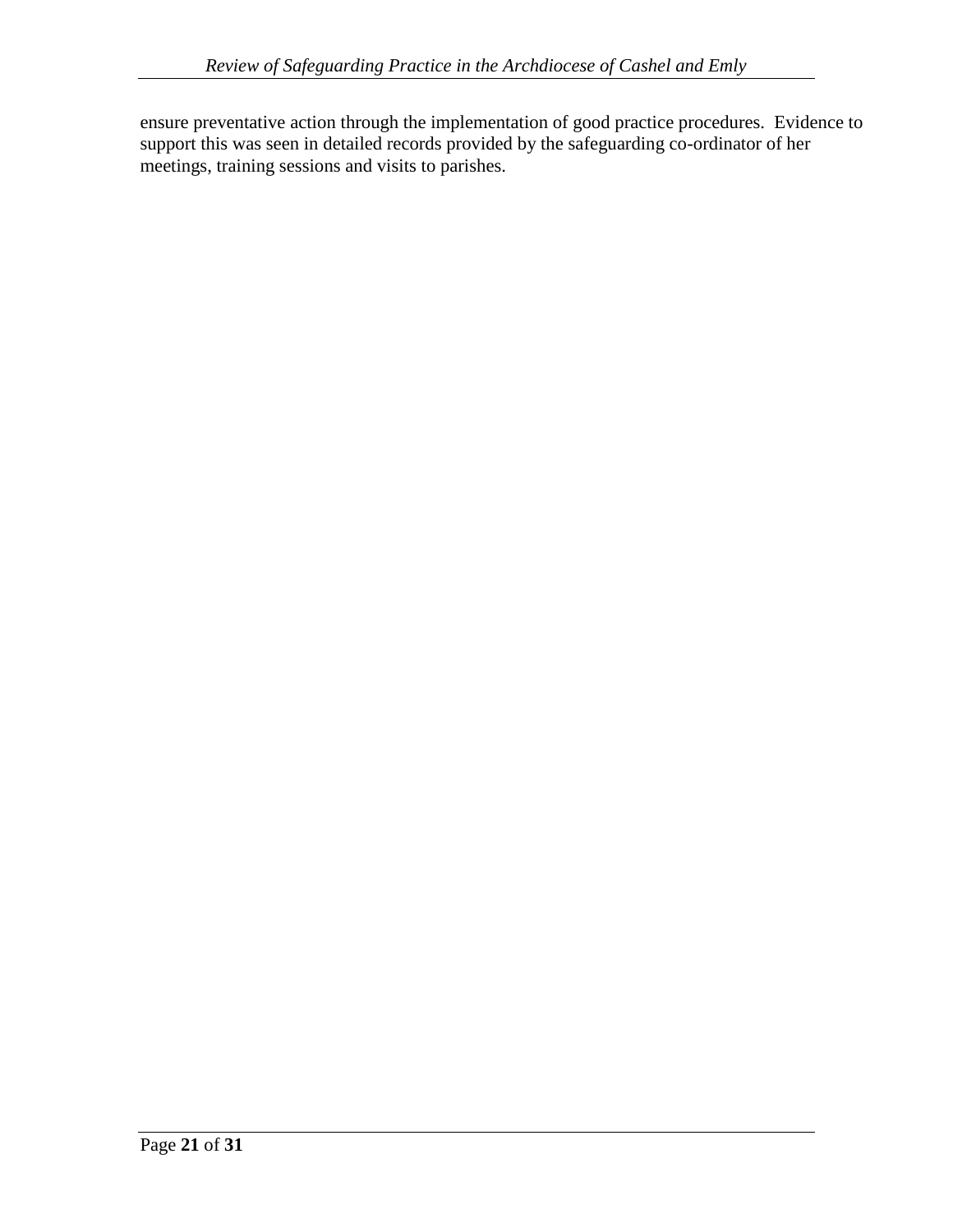ensure preventative action through the implementation of good practice procedures. Evidence to support this was seen in detailed records provided by the safeguarding co-ordinator of her meetings, training sessions and visits to parishes.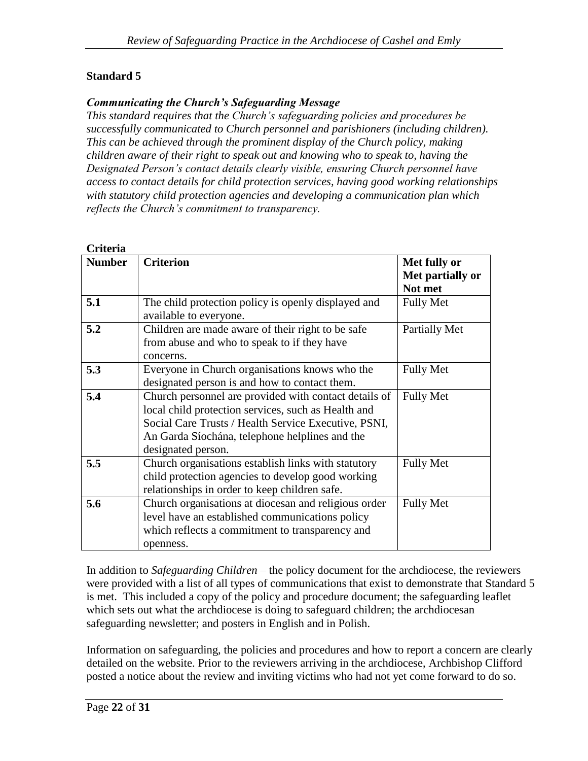## Standard 5

***Communicating the Church's Safeguarding Message***

*This standard requires that the Church's safeguarding policies and procedures be successfully communicated to Church personnel and parishioners (including children). This can be achieved through the prominent display of the Church policy, making children aware of their right to speak out and knowing who to speak to, having the Designated Person's contact details clearly visible, ensuring Church personnel have access to contact details for child protection services, having good working relationships with statutory child protection agencies and developing a communication plan which reflects the Church's commitment to transparency.*

**Criteria**

| **Number** | **Criterion** | **Met fully or Met partially or Not met** |
|---|---|---|
| **5.1** | The child protection policy is openly displayed and available to everyone. | Fully Met |
| **5.2** | Children are made aware of their right to be safe from abuse and who to speak to if they have concerns. | Partially Met |
| **5.3** | Everyone in Church organisations knows who the designated person is and how to contact them. | Fully Met |
| **5.4** | Church personnel are provided with contact details of local child protection services, such as Health and Social Care Trusts / Health Service Executive, PSNI, An Garda Síochána, telephone helplines and the designated person. | Fully Met |
| **5.5** | Church organisations establish links with statutory child protection agencies to develop good working relationships in order to keep children safe. | Fully Met |
| **5.6** | Church organisations at diocesan and religious order level have an established communications policy which reflects a commitment to transparency and openness. | Fully Met |

In addition to *Safeguarding Children* – the policy document for the archdiocese, the reviewers were provided with a list of all types of communications that exist to demonstrate that Standard 5 is met. This included a copy of the policy and procedure document; the safeguarding leaflet which sets out what the archdiocese is doing to safeguard children; the archdiocesan safeguarding newsletter; and posters in English and in Polish.

Information on safeguarding, the policies and procedures and how to report a concern are clearly detailed on the website. Prior to the reviewers arriving in the archdiocese, Archbishop Clifford posted a notice about the review and inviting victims who had not yet come forward to do so.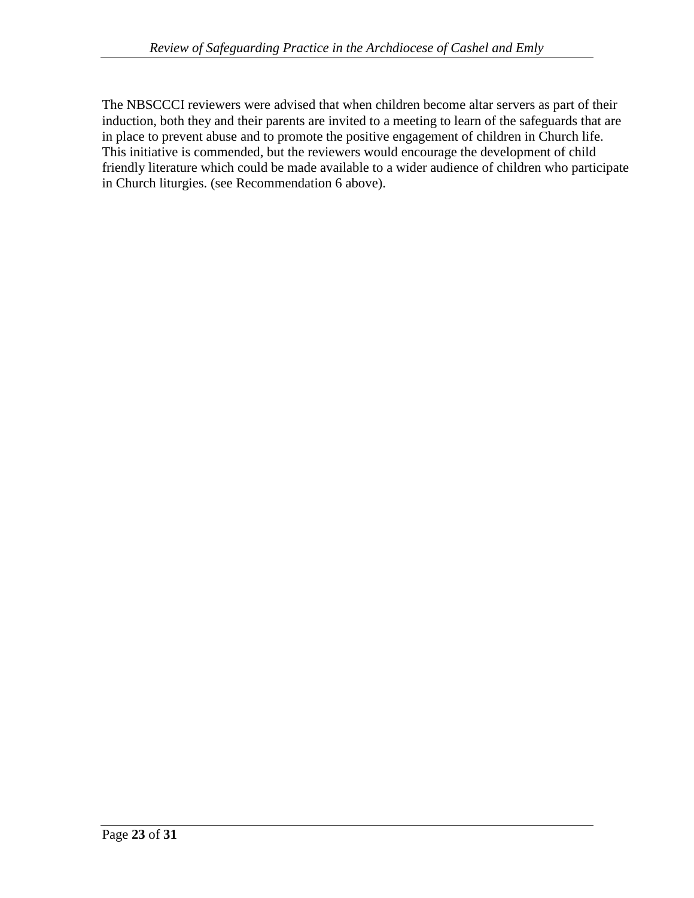The NBSCCCI reviewers were advised that when children become altar servers as part of their induction, both they and their parents are invited to a meeting to learn of the safeguards that are in place to prevent abuse and to promote the positive engagement of children in Church life. This initiative is commended, but the reviewers would encourage the development of child friendly literature which could be made available to a wider audience of children who participate in Church liturgies. (see Recommendation 6 above).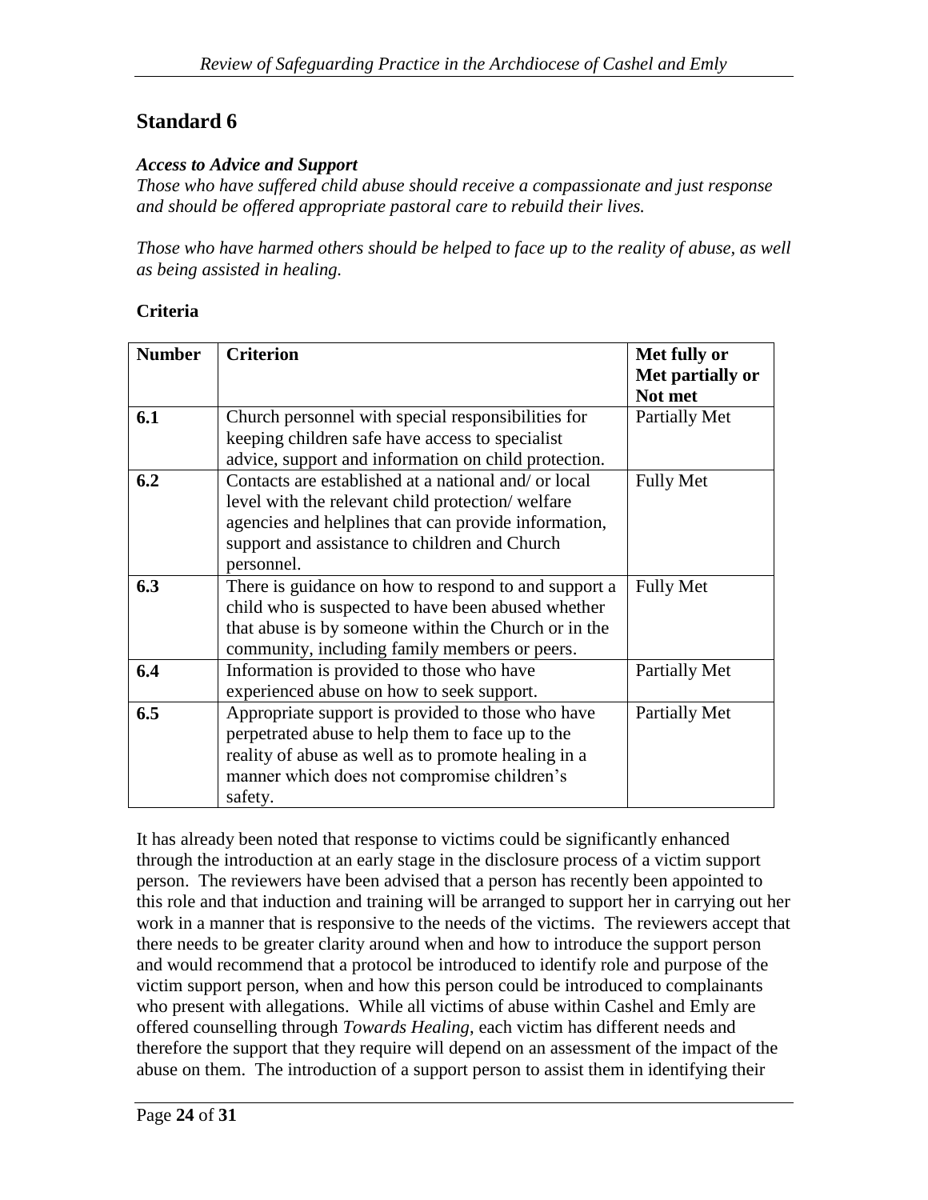## Standard 6

***Access to Advice and Support***

*Those who have suffered child abuse should receive a compassionate and just response and should be offered appropriate pastoral care to rebuild their lives.*

*Those who have harmed others should be helped to face up to the reality of abuse, as well as being assisted in healing.*

### Criteria

| Number | Criterion | Met fully or Met partially or Not met |
|---|---|---|
| **6.1** | Church personnel with special responsibilities for keeping children safe have access to specialist advice, support and information on child protection. | Partially Met |
| **6.2** | Contacts are established at a national and/ or local level with the relevant child protection/ welfare agencies and helplines that can provide information, support and assistance to children and Church personnel. | Fully Met |
| **6.3** | There is guidance on how to respond to and support a child who is suspected to have been abused whether that abuse is by someone within the Church or in the community, including family members or peers. | Fully Met |
| **6.4** | Information is provided to those who have experienced abuse on how to seek support. | Partially Met |
| **6.5** | Appropriate support is provided to those who have perpetrated abuse to help them to face up to the reality of abuse as well as to promote healing in a manner which does not compromise children's safety. | Partially Met |

It has already been noted that response to victims could be significantly enhanced through the introduction at an early stage in the disclosure process of a victim support person. The reviewers have been advised that a person has recently been appointed to this role and that induction and training will be arranged to support her in carrying out her work in a manner that is responsive to the needs of the victims. The reviewers accept that there needs to be greater clarity around when and how to introduce the support person and would recommend that a protocol be introduced to identify role and purpose of the victim support person, when and how this person could be introduced to complainants who present with allegations. While all victims of abuse within Cashel and Emly are offered counselling through *Towards Healing*, each victim has different needs and therefore the support that they require will depend on an assessment of the impact of the abuse on them. The introduction of a support person to assist them in identifying their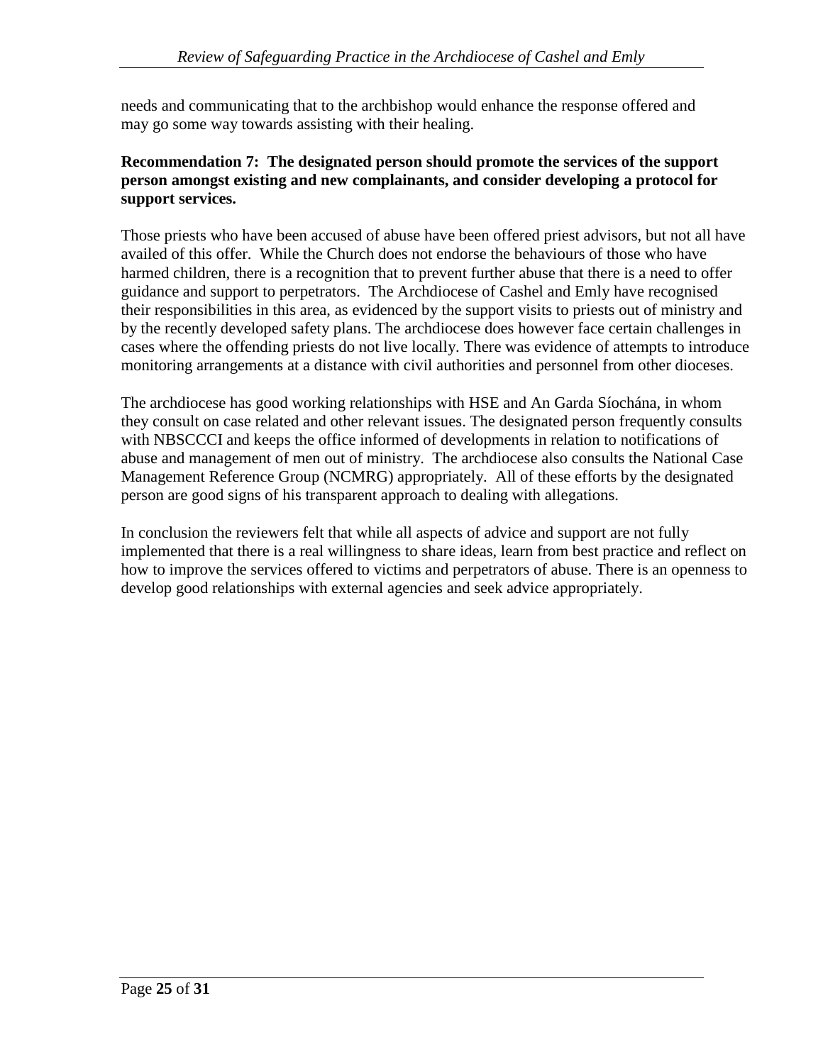needs and communicating that to the archbishop would enhance the response offered and may go some way towards assisting with their healing.

**Recommendation 7: The designated person should promote the services of the support person amongst existing and new complainants, and consider developing a protocol for support services.**

Those priests who have been accused of abuse have been offered priest advisors, but not all have availed of this offer. While the Church does not endorse the behaviours of those who have harmed children, there is a recognition that to prevent further abuse that there is a need to offer guidance and support to perpetrators. The Archdiocese of Cashel and Emly have recognised their responsibilities in this area, as evidenced by the support visits to priests out of ministry and by the recently developed safety plans. The archdiocese does however face certain challenges in cases where the offending priests do not live locally. There was evidence of attempts to introduce monitoring arrangements at a distance with civil authorities and personnel from other dioceses.

The archdiocese has good working relationships with HSE and An Garda Síochána, in whom they consult on case related and other relevant issues. The designated person frequently consults with NBSCCCI and keeps the office informed of developments in relation to notifications of abuse and management of men out of ministry. The archdiocese also consults the National Case Management Reference Group (NCMRG) appropriately. All of these efforts by the designated person are good signs of his transparent approach to dealing with allegations.

In conclusion the reviewers felt that while all aspects of advice and support are not fully implemented that there is a real willingness to share ideas, learn from best practice and reflect on how to improve the services offered to victims and perpetrators of abuse. There is an openness to develop good relationships with external agencies and seek advice appropriately.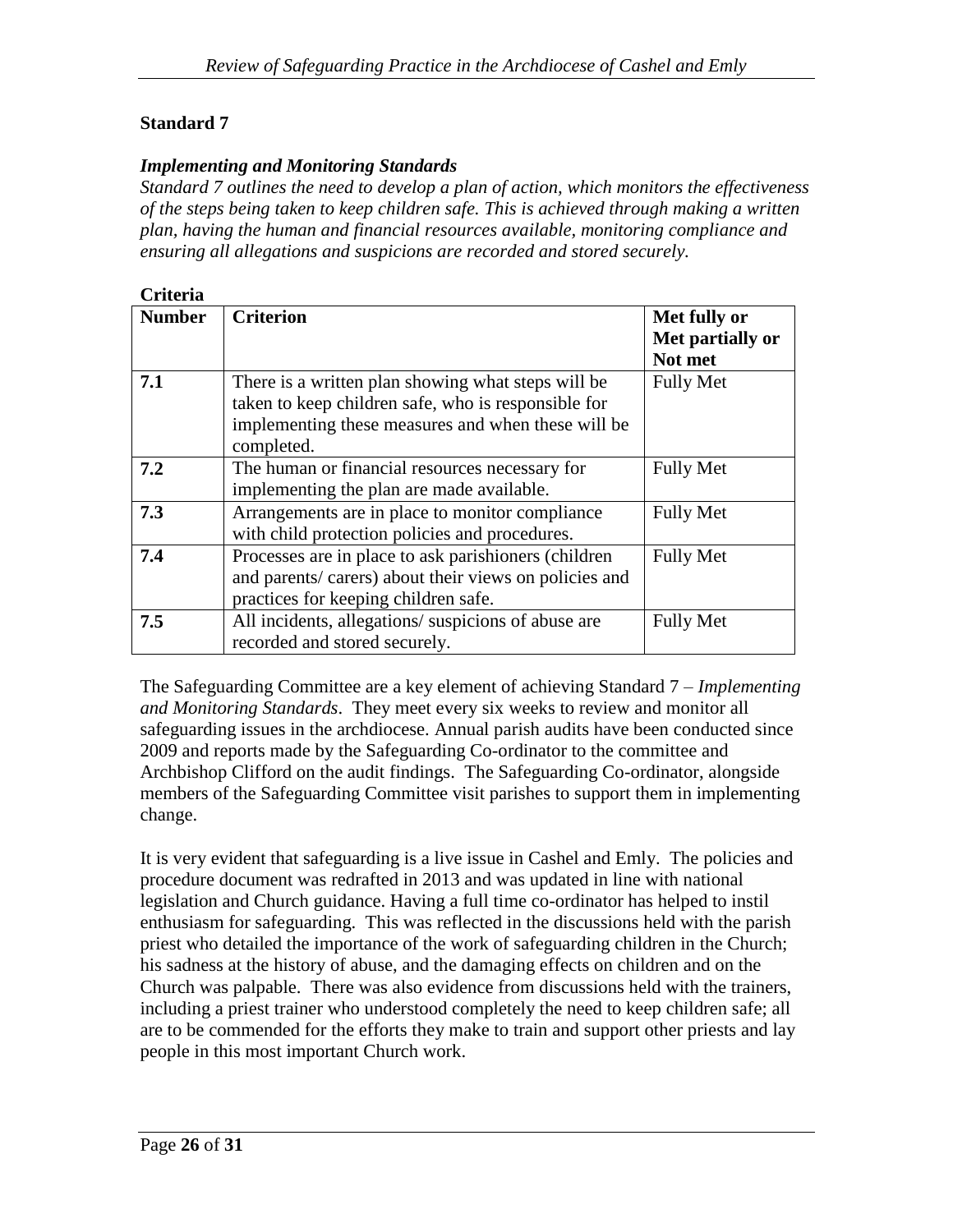## Standard 7

***Implementing and Monitoring Standards***

*Standard 7 outlines the need to develop a plan of action, which monitors the effectiveness of the steps being taken to keep children safe. This is achieved through making a written plan, having the human and financial resources available, monitoring compliance and ensuring all allegations and suspicions are recorded and stored securely.*

**Criteria**

| Number | Criterion | Met fully or Met partially or Not met |
|---|---|---|
| **7.1** | There is a written plan showing what steps will be taken to keep children safe, who is responsible for implementing these measures and when these will be completed. | Fully Met |
| **7.2** | The human or financial resources necessary for implementing the plan are made available. | Fully Met |
| **7.3** | Arrangements are in place to monitor compliance with child protection policies and procedures. | Fully Met |
| **7.4** | Processes are in place to ask parishioners (children and parents/ carers) about their views on policies and practices for keeping children safe. | Fully Met |
| **7.5** | All incidents, allegations/ suspicions of abuse are recorded and stored securely. | Fully Met |

The Safeguarding Committee are a key element of achieving Standard 7 – *Implementing and Monitoring Standards*. They meet every six weeks to review and monitor all safeguarding issues in the archdiocese. Annual parish audits have been conducted since 2009 and reports made by the Safeguarding Co-ordinator to the committee and Archbishop Clifford on the audit findings. The Safeguarding Co-ordinator, alongside members of the Safeguarding Committee visit parishes to support them in implementing change.

It is very evident that safeguarding is a live issue in Cashel and Emly. The policies and procedure document was redrafted in 2013 and was updated in line with national legislation and Church guidance. Having a full time co-ordinator has helped to instil enthusiasm for safeguarding. This was reflected in the discussions held with the parish priest who detailed the importance of the work of safeguarding children in the Church; his sadness at the history of abuse, and the damaging effects on children and on the Church was palpable. There was also evidence from discussions held with the trainers, including a priest trainer who understood completely the need to keep children safe; all are to be commended for the efforts they make to train and support other priests and lay people in this most important Church work.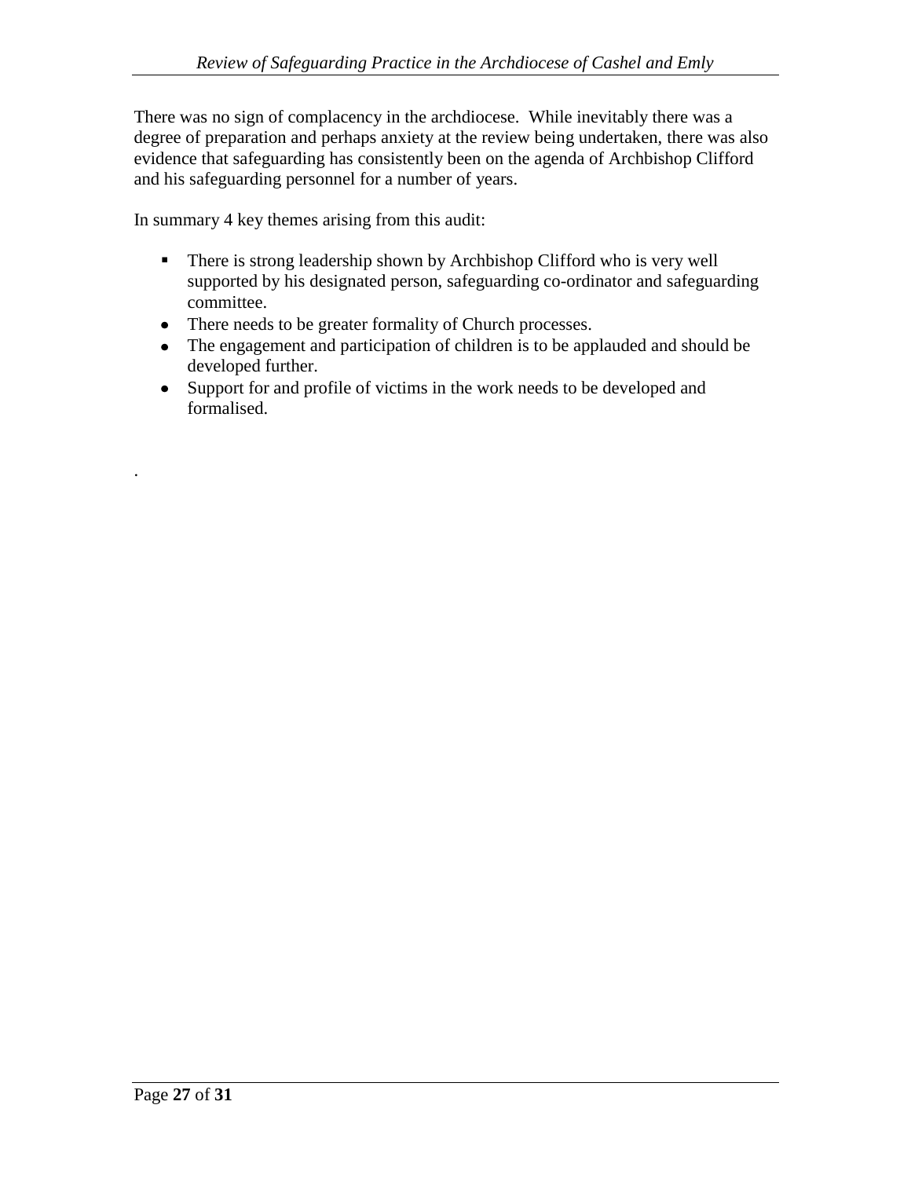There was no sign of complacency in the archdiocese. While inevitably there was a degree of preparation and perhaps anxiety at the review being undertaken, there was also evidence that safeguarding has consistently been on the agenda of Archbishop Clifford and his safeguarding personnel for a number of years.

In summary 4 key themes arising from this audit:

- There is strong leadership shown by Archbishop Clifford who is very well supported by his designated person, safeguarding co-ordinator and safeguarding committee.
- There needs to be greater formality of Church processes.
- The engagement and participation of children is to be applauded and should be developed further.
- Support for and profile of victims in the work needs to be developed and formalised.

.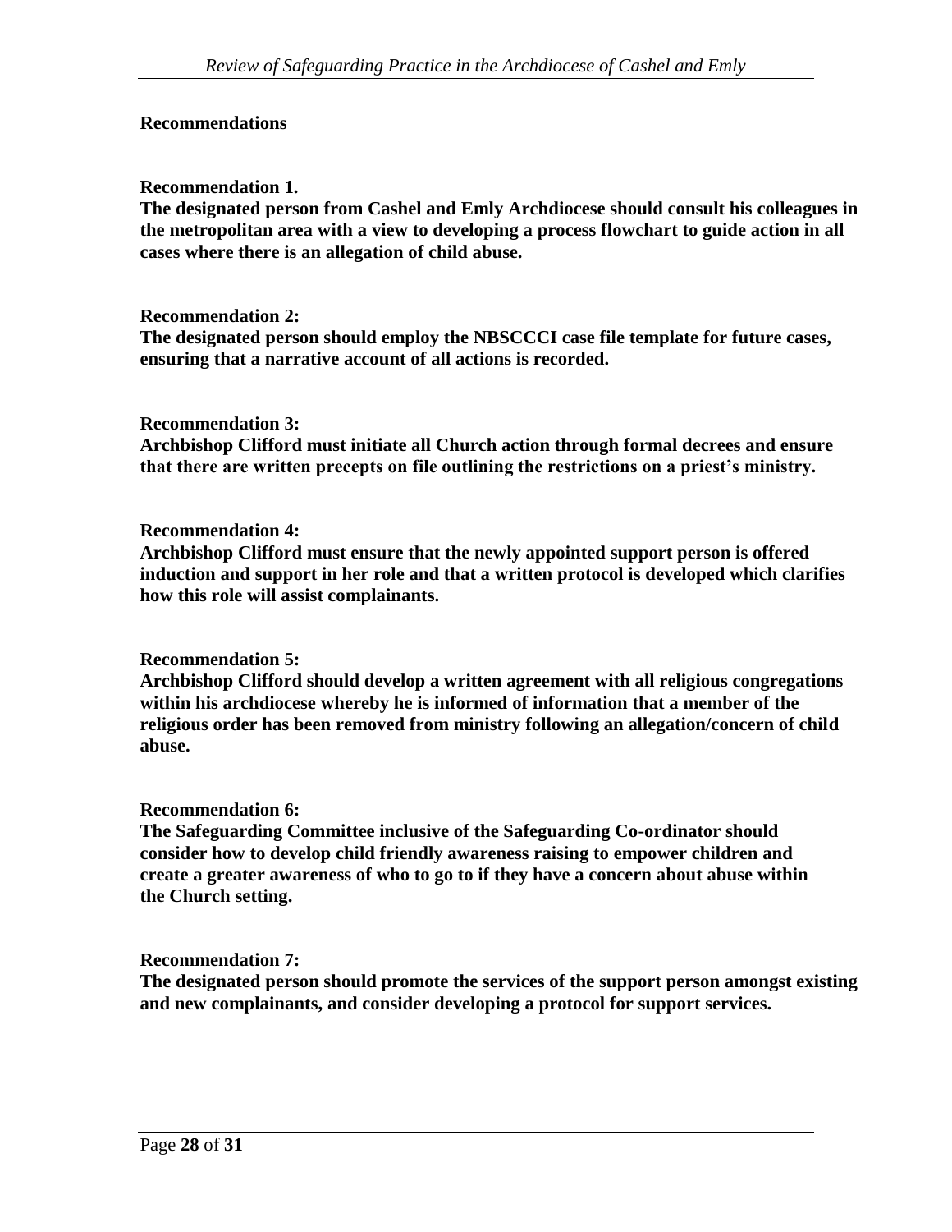## Recommendations

**Recommendation 1.**
**The designated person from Cashel and Emly Archdiocese should consult his colleagues in the metropolitan area with a view to developing a process flowchart to guide action in all cases where there is an allegation of child abuse.**

**Recommendation 2:**
**The designated person should employ the NBSCCCI case file template for future cases, ensuring that a narrative account of all actions is recorded.**

**Recommendation 3:**
**Archbishop Clifford must initiate all Church action through formal decrees and ensure that there are written precepts on file outlining the restrictions on a priest's ministry.**

**Recommendation 4:**
**Archbishop Clifford must ensure that the newly appointed support person is offered induction and support in her role and that a written protocol is developed which clarifies how this role will assist complainants.**

**Recommendation 5:**
**Archbishop Clifford should develop a written agreement with all religious congregations within his archdiocese whereby he is informed of information that a member of the religious order has been removed from ministry following an allegation/concern of child abuse.**

**Recommendation 6:**
**The Safeguarding Committee inclusive of the Safeguarding Co-ordinator should consider how to develop child friendly awareness raising to empower children and create a greater awareness of who to go to if they have a concern about abuse within the Church setting.**

**Recommendation 7:**
**The designated person should promote the services of the support person amongst existing and new complainants, and consider developing a protocol for support services.**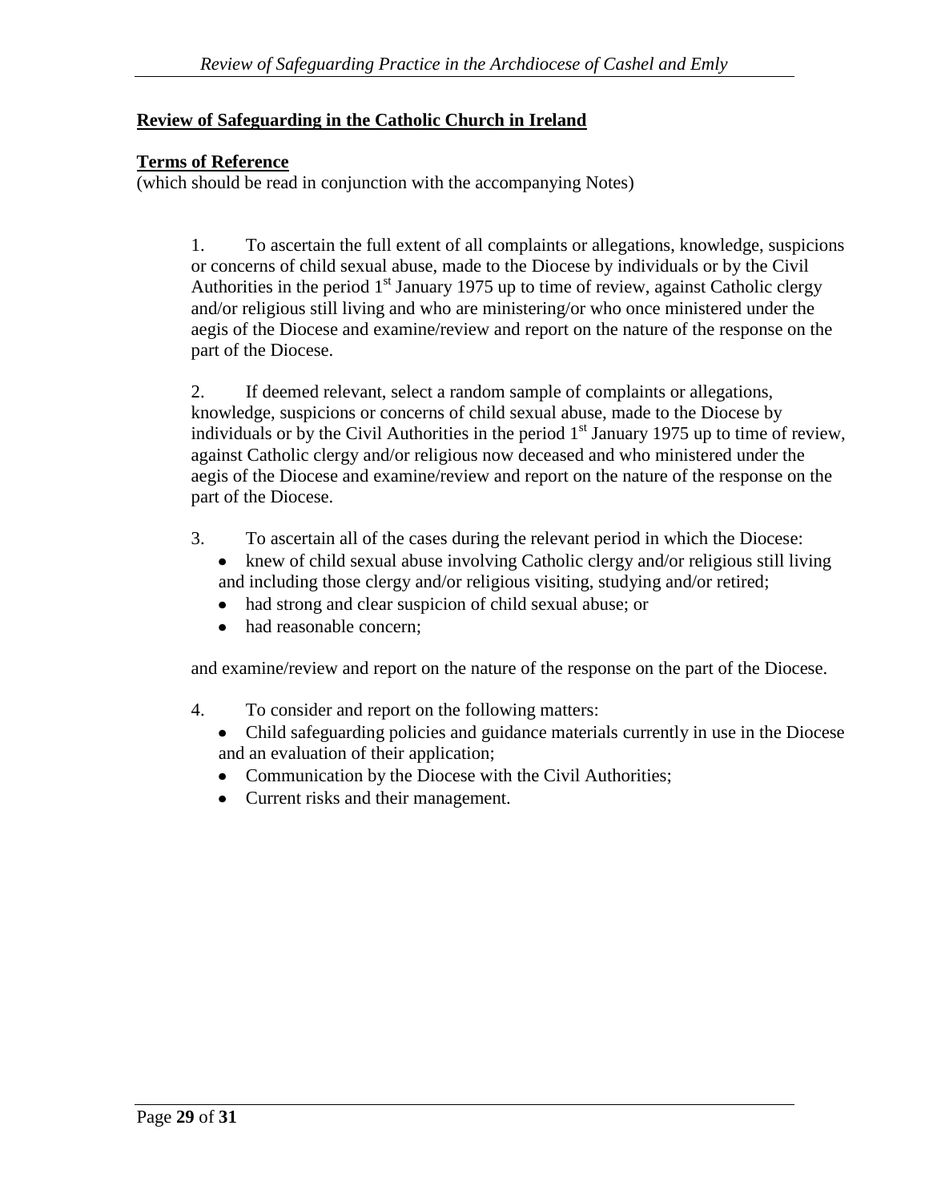## Review of Safeguarding in the Catholic Church in Ireland

### Terms of Reference

(which should be read in conjunction with the accompanying Notes)

1. To ascertain the full extent of all complaints or allegations, knowledge, suspicions or concerns of child sexual abuse, made to the Diocese by individuals or by the Civil Authorities in the period 1st January 1975 up to time of review, against Catholic clergy and/or religious still living and who are ministering/or who once ministered under the aegis of the Diocese and examine/review and report on the nature of the response on the part of the Diocese.

2. If deemed relevant, select a random sample of complaints or allegations, knowledge, suspicions or concerns of child sexual abuse, made to the Diocese by individuals or by the Civil Authorities in the period 1st January 1975 up to time of review, against Catholic clergy and/or religious now deceased and who ministered under the aegis of the Diocese and examine/review and report on the nature of the response on the part of the Diocese.

3. To ascertain all of the cases during the relevant period in which the Diocese:
   - knew of child sexual abuse involving Catholic clergy and/or religious still living and including those clergy and/or religious visiting, studying and/or retired;
   - had strong and clear suspicion of child sexual abuse; or
   - had reasonable concern;

   and examine/review and report on the nature of the response on the part of the Diocese.

4. To consider and report on the following matters:
   - Child safeguarding policies and guidance materials currently in use in the Diocese and an evaluation of their application;
   - Communication by the Diocese with the Civil Authorities;
   - Current risks and their management.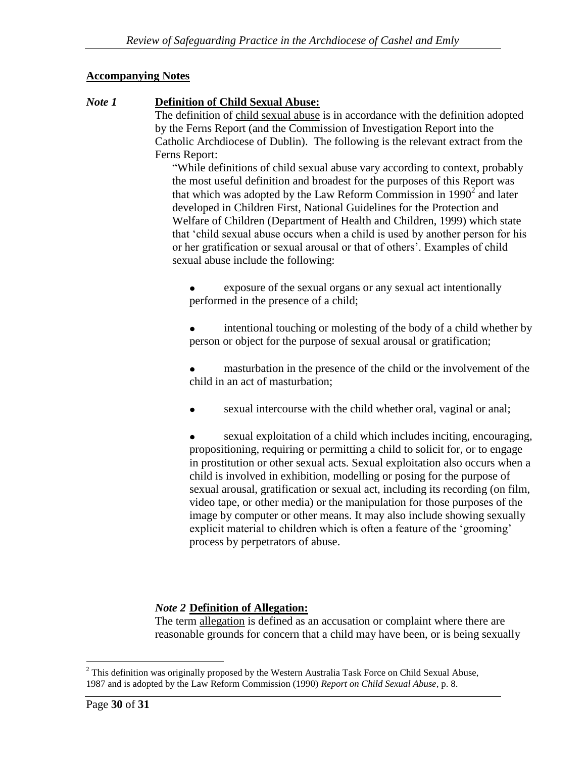**Accompanying Notes**

***Note 1*** **Definition of Child Sexual Abuse:**

The definition of child sexual abuse is in accordance with the definition adopted by the Ferns Report (and the Commission of Investigation Report into the Catholic Archdiocese of Dublin). The following is the relevant extract from the Ferns Report:

> "While definitions of child sexual abuse vary according to context, probably the most useful definition and broadest for the purposes of this Report was that which was adopted by the Law Reform Commission in 1990[2] and later developed in Children First, National Guidelines for the Protection and Welfare of Children (Department of Health and Children, 1999) which state that 'child sexual abuse occurs when a child is used by another person for his or her gratification or sexual arousal or that of others'. Examples of child sexual abuse include the following:
>
> - exposure of the sexual organs or any sexual act intentionally performed in the presence of a child;
> - intentional touching or molesting of the body of a child whether by person or object for the purpose of sexual arousal or gratification;
> - masturbation in the presence of the child or the involvement of the child in an act of masturbation;
> - sexual intercourse with the child whether oral, vaginal or anal;
> - sexual exploitation of a child which includes inciting, encouraging, propositioning, requiring or permitting a child to solicit for, or to engage in prostitution or other sexual acts. Sexual exploitation also occurs when a child is involved in exhibition, modelling or posing for the purpose of sexual arousal, gratification or sexual act, including its recording (on film, video tape, or other media) or the manipulation for those purposes of the image by computer or other means. It may also include showing sexually explicit material to children which is often a feature of the 'grooming' process by perpetrators of abuse.

***Note 2*** **Definition of Allegation:**

The term allegation is defined as an accusation or complaint where there are reasonable grounds for concern that a child may have been, or is being sexually

[2] This definition was originally proposed by the Western Australia Task Force on Child Sexual Abuse, 1987 and is adopted by the Law Reform Commission (1990) *Report on Child Sexual Abuse*, p. 8.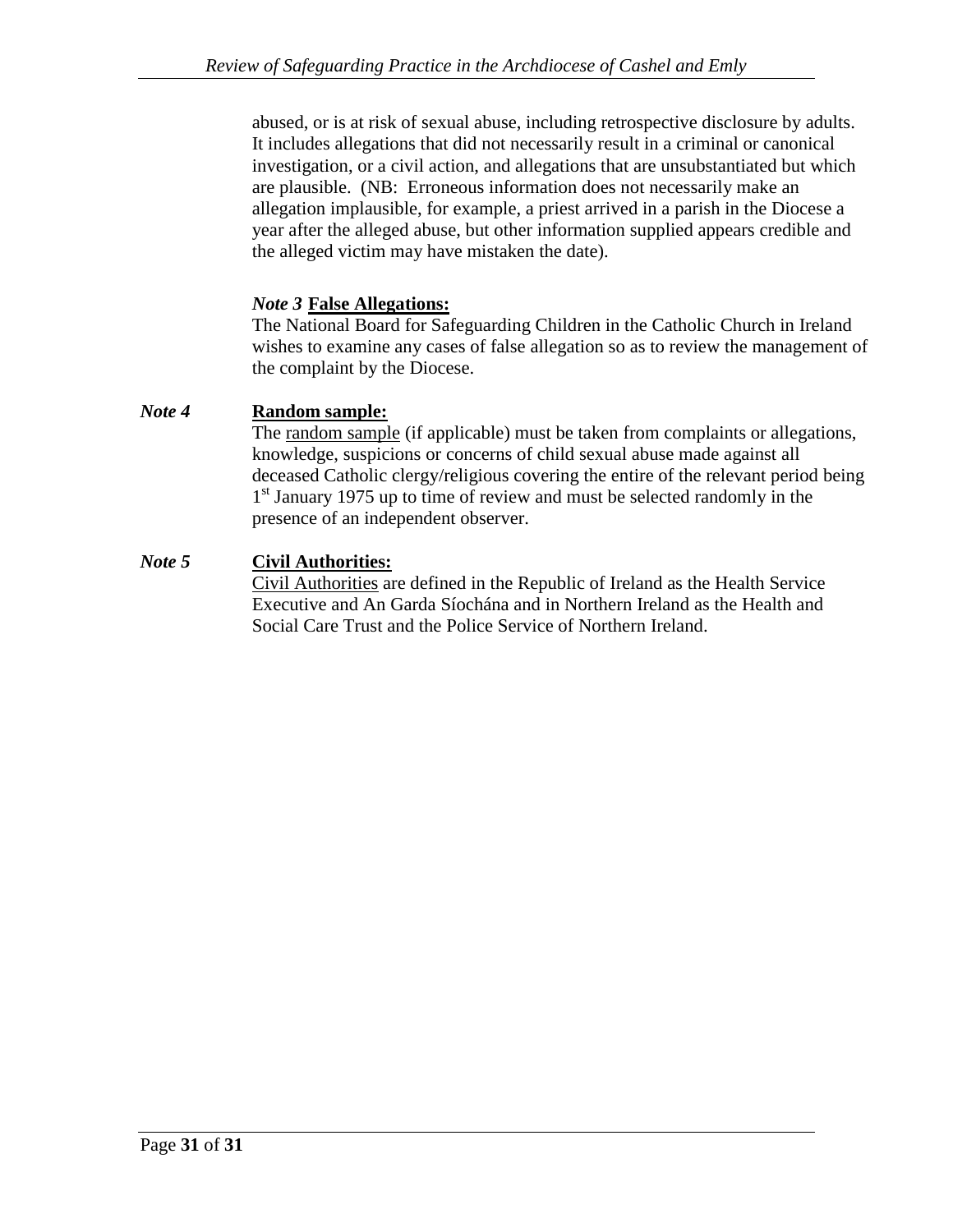abused, or is at risk of sexual abuse, including retrospective disclosure by adults. It includes allegations that did not necessarily result in a criminal or canonical investigation, or a civil action, and allegations that are unsubstantiated but which are plausible. (NB: Erroneous information does not necessarily make an allegation implausible, for example, a priest arrived in a parish in the Diocese a year after the alleged abuse, but other information supplied appears credible and the alleged victim may have mistaken the date).

*Note 3* **False Allegations:**

The National Board for Safeguarding Children in the Catholic Church in Ireland wishes to examine any cases of false allegation so as to review the management of the complaint by the Diocese.

*Note 4* **Random sample:**

The random sample (if applicable) must be taken from complaints or allegations, knowledge, suspicions or concerns of child sexual abuse made against all deceased Catholic clergy/religious covering the entire of the relevant period being 1st January 1975 up to time of review and must be selected randomly in the presence of an independent observer.

*Note 5* **Civil Authorities:**

Civil Authorities are defined in the Republic of Ireland as the Health Service Executive and An Garda Síochána and in Northern Ireland as the Health and Social Care Trust and the Police Service of Northern Ireland.